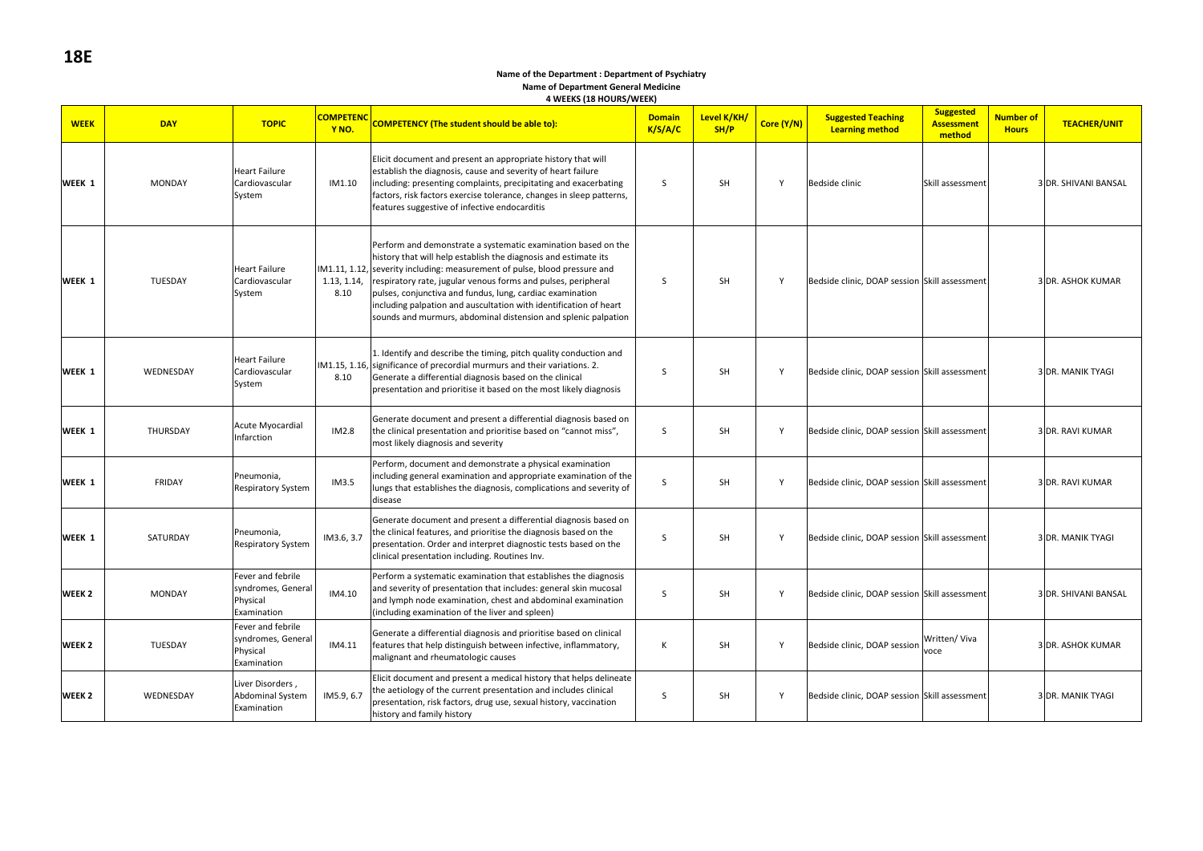# 18E

**Name of the Department : Department of Psychiatry**

**Name of Department General Medicine**

**4 WEEKS (18 HOURS/WEEK)**

| WEEK | DAY | TOPIC | COMPETENCY NO. | COMPETENCY (The student should be able to): | Domain K/S/A/C | Level K/KH/SH/P | Core (Y/N) | Suggested Teaching Learning method | Suggested Assessment method | Number of Hours | TEACHER/UNIT |
|---|---|---|---|---|---|---|---|---|---|---|---|
| WEEK 1 | MONDAY | Heart Failure Cardiovascular System | IM1.10 | Elicit document and present an appropriate history that will establish the diagnosis, cause and severity of heart failure including: presenting complaints, precipitating and exacerbating factors, risk factors exercise tolerance, changes in sleep patterns, features suggestive of infective endocarditis | S | SH | Y | Bedside clinic | Skill assessment | 3 | DR. SHIVANI BANSAL |
| WEEK 1 | TUESDAY | Heart Failure Cardiovascular System | IM1.11, 1.12, 1.13, 1.14, 8.10 | Perform and demonstrate a systematic examination based on the history that will help establish the diagnosis and estimate its severity including: measurement of pulse, blood pressure and respiratory rate, jugular venous forms and pulses, peripheral pulses, conjunctiva and fundus, lung, cardiac examination including palpation and auscultation with identification of heart sounds and murmurs, abdominal distension and splenic palpation | S | SH | Y | Bedside clinic, DOAP session | Skill assessment | 3 | DR. ASHOK KUMAR |
| WEEK 1 | WEDNESDAY | Heart Failure Cardiovascular System | IM1.15, 1.16, 8.10 | 1. Identify and describe the timing, pitch quality conduction and significance of precordial murmurs and their variations. 2. Generate a differential diagnosis based on the clinical presentation and prioritise it based on the most likely diagnosis | S | SH | Y | Bedside clinic, DOAP session | Skill assessment | 3 | DR. MANIK TYAGI |
| WEEK 1 | THURSDAY | Acute Myocardial Infarction | IM2.8 | Generate document and present a differential diagnosis based on the clinical presentation and prioritise based on "cannot miss", most likely diagnosis and severity | S | SH | Y | Bedside clinic, DOAP session | Skill assessment | 3 | DR. RAVI KUMAR |
| WEEK 1 | FRIDAY | Pneumonia, Respiratory System | IM3.5 | Perform, document and demonstrate a physical examination including general examination and appropriate examination of the lungs that establishes the diagnosis, complications and severity of disease | S | SH | Y | Bedside clinic, DOAP session | Skill assessment | 3 | DR. RAVI KUMAR |
| WEEK 1 | SATURDAY | Pneumonia, Respiratory System | IM3.6, 3.7 | Generate document and present a differential diagnosis based on the clinical features, and prioritise the diagnosis based on the presentation. Order and interpret diagnostic tests based on the clinical presentation including. Routines Inv. | S | SH | Y | Bedside clinic, DOAP session | Skill assessment | 3 | DR. MANIK TYAGI |
| WEEK 2 | MONDAY | Fever and febrile syndromes, General Physical Examination | IM4.10 | Perform a systematic examination that establishes the diagnosis and severity of presentation that includes: general skin mucosal and lymph node examination, chest and abdominal examination (including examination of the liver and spleen) | S | SH | Y | Bedside clinic, DOAP session | Skill assessment | 3 | DR. SHIVANI BANSAL |
| WEEK 2 | TUESDAY | Fever and febrile syndromes, General Physical Examination | IM4.11 | Generate a differential diagnosis and prioritise based on clinical features that help distinguish between infective, inflammatory, malignant and rheumatologic causes | K | SH | Y | Bedside clinic, DOAP session | Written/ Viva voce | 3 | DR. ASHOK KUMAR |
| WEEK 2 | WEDNESDAY | Liver Disorders , Abdominal System Examination | IM5.9, 6.7 | Elicit document and present a medical history that helps delineate the aetiology of the current presentation and includes clinical presentation, risk factors, drug use, sexual history, vaccination history and family history | S | SH | Y | Bedside clinic, DOAP session | Skill assessment | 3 | DR. MANIK TYAGI |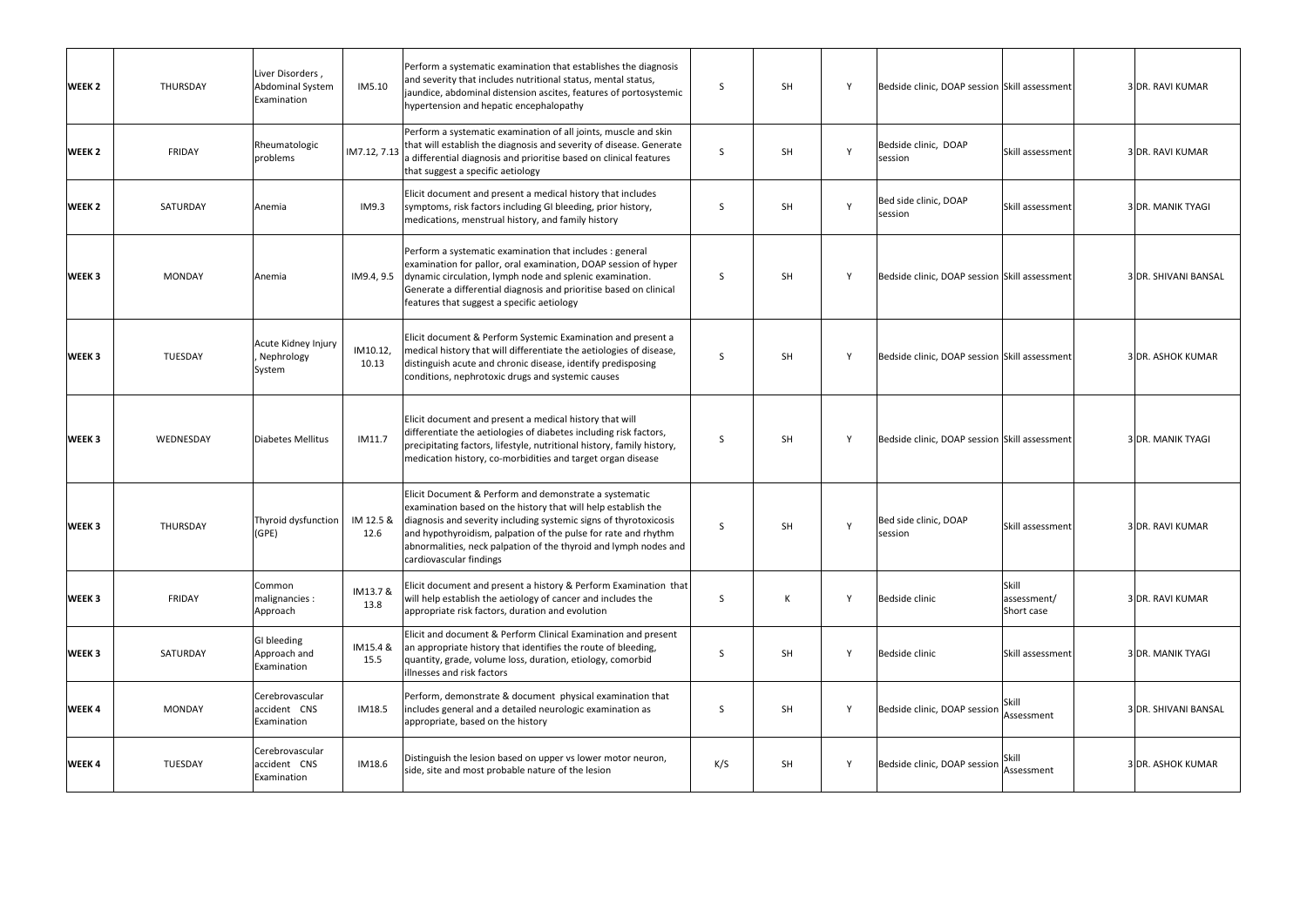| | | | | | | | | | | | |
|---|---|---|---|---|---|---|---|---|---|---|---|
| WEEK 2 | THURSDAY | Liver Disorders , Abdominal System Examination | IM5.10 | Perform a systematic examination that establishes the diagnosis and severity that includes nutritional status, mental status, jaundice, abdominal distension ascites, features of portosystemic hypertension and hepatic encephalopathy | S | SH | Y | Bedside clinic, DOAP session | Skill assessment | | 3 DR. RAVI KUMAR |
| WEEK 2 | FRIDAY | Rheumatologic problems | IM7.12, 7.13 | Perform a systematic examination of all joints, muscle and skin that will establish the diagnosis and severity of disease. Generate a differential diagnosis and prioritise based on clinical features that suggest a specific aetiology | S | SH | Y | Bedside clinic, DOAP session | Skill assessment | | 3 DR. RAVI KUMAR |
| WEEK 2 | SATURDAY | Anemia | IM9.3 | Elicit document and present a medical history that includes symptoms, risk factors including GI bleeding, prior history, medications, menstrual history, and family history | S | SH | Y | Bed side clinic, DOAP session | Skill assessment | | 3 DR. MANIK TYAGI |
| WEEK 3 | MONDAY | Anemia | IM9.4, 9.5 | Perform a systematic examination that includes : general examination for pallor, oral examination, DOAP session of hyper dynamic circulation, lymph node and splenic examination. Generate a differential diagnosis and prioritise based on clinical features that suggest a specific aetiology | S | SH | Y | Bedside clinic, DOAP session | Skill assessment | | 3 DR. SHIVANI BANSAL |
| WEEK 3 | TUESDAY | Acute Kidney Injury , Nephrology System | IM10.12, 10.13 | Elicit document & Perform Systemic Examination and present a medical history that will differentiate the aetiologies of disease, distinguish acute and chronic disease, identify predisposing conditions, nephrotoxic drugs and systemic causes | S | SH | Y | Bedside clinic, DOAP session | Skill assessment | | 3 DR. ASHOK KUMAR |
| WEEK 3 | WEDNESDAY | Diabetes Mellitus | IM11.7 | Elicit document and present a medical history that will differentiate the aetiologies of diabetes including risk factors, precipitating factors, lifestyle, nutritional history, family history, medication history, co-morbidities and target organ disease | S | SH | Y | Bedside clinic, DOAP session | Skill assessment | | 3 DR. MANIK TYAGI |
| WEEK 3 | THURSDAY | Thyroid dysfunction (GPE) | IM 12.5 & 12.6 | Elicit Document & Perform and demonstrate a systematic examination based on the history that will help establish the diagnosis and severity including systemic signs of thyrotoxicosis and hypothyroidism, palpation of the pulse for rate and rhythm abnormalities, neck palpation of the thyroid and lymph nodes and cardiovascular findings | S | SH | Y | Bed side clinic, DOAP session | Skill assessment | | 3 DR. RAVI KUMAR |
| WEEK 3 | FRIDAY | Common malignancies : Approach | IM13.7 & 13.8 | Elicit document and present a history & Perform Examination that will help establish the aetiology of cancer and includes the appropriate risk factors, duration and evolution | S | K | Y | Bedside clinic | Skill assessment/ Short case | | 3 DR. RAVI KUMAR |
| WEEK 3 | SATURDAY | GI bleeding Approach and Examination | IM15.4 & 15.5 | Elicit and document & Perform Clinical Examination and present an appropriate history that identifies the route of bleeding, quantity, grade, volume loss, duration, etiology, comorbid illnesses and risk factors | S | SH | Y | Bedside clinic | Skill assessment | | 3 DR. MANIK TYAGI |
| WEEK 4 | MONDAY | Cerebrovascular accident CNS Examination | IM18.5 | Perform, demonstrate & document physical examination that includes general and a detailed neurologic examination as appropriate, based on the history | S | SH | Y | Bedside clinic, DOAP session | Skill Assessment | | 3 DR. SHIVANI BANSAL |
| WEEK 4 | TUESDAY | Cerebrovascular accident CNS Examination | IM18.6 | Distinguish the lesion based on upper vs lower motor neuron, side, site and most probable nature of the lesion | K/S | SH | Y | Bedside clinic, DOAP session | Skill Assessment | | 3 DR. ASHOK KUMAR |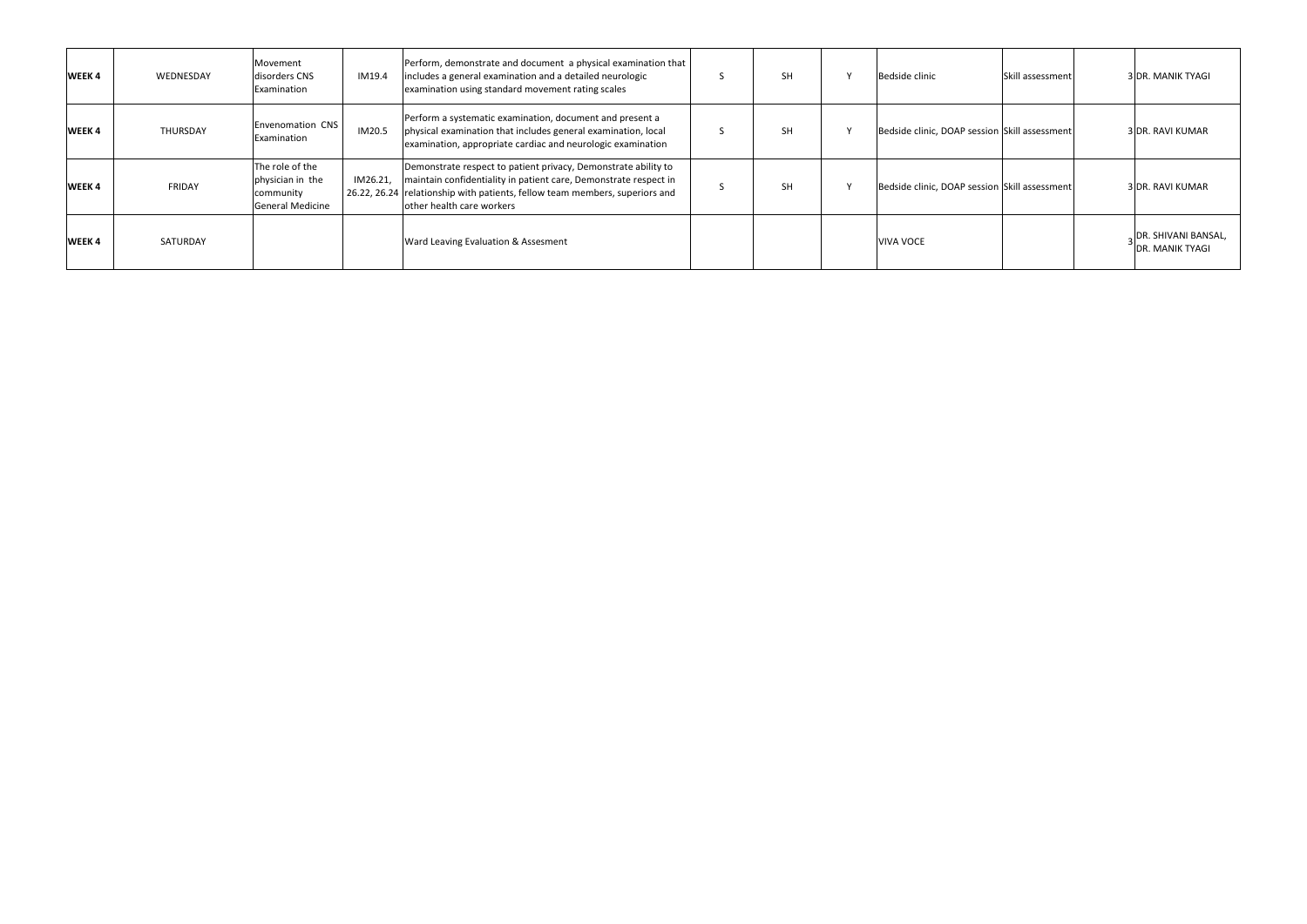| WEEK 4 | WEDNESDAY | Movement disorders CNS Examination | IM19.4 | Perform, demonstrate and document a physical examination that includes a general examination and a detailed neurologic examination using standard movement rating scales | S | SH | Y | Bedside clinic | Skill assessment | | 3 | DR. MANIK TYAGI |
|---|---|---|---|---|---|---|---|---|---|---|---|---|
| WEEK 4 | THURSDAY | Envenomation CNS Examination | IM20.5 | Perform a systematic examination, document and present a physical examination that includes general examination, local examination, appropriate cardiac and neurologic examination | S | SH | Y | Bedside clinic, DOAP session | Skill assessment | | 3 | DR. RAVI KUMAR |
| WEEK 4 | FRIDAY | The role of the physician in the community General Medicine | IM26.21, 26.22, 26.24 | Demonstrate respect to patient privacy, Demonstrate ability to maintain confidentiality in patient care, Demonstrate respect in relationship with patients, fellow team members, superiors and other health care workers | S | SH | Y | Bedside clinic, DOAP session | Skill assessment | | 3 | DR. RAVI KUMAR |
| WEEK 4 | SATURDAY | | | Ward Leaving Evaluation & Assesment | | | | VIVA VOCE | | | 3 | DR. SHIVANI BANSAL, DR. MANIK TYAGI |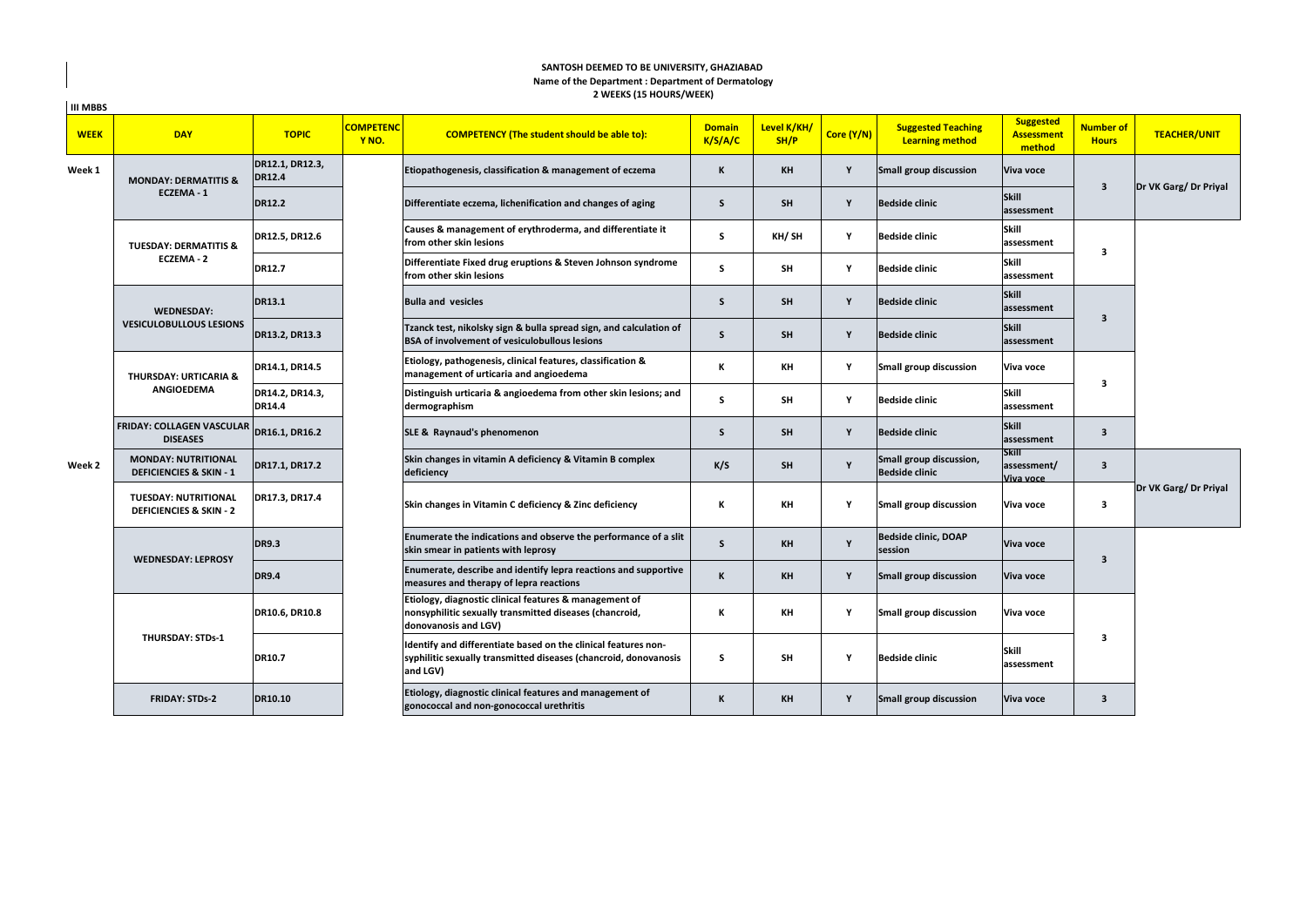**SANTOSH DEEMED TO BE UNIVERSITY, GHAZIABAD**
**Name of the Department : Department of Dermatology**
**2 WEEKS (15 HOURS/WEEK)**

**III MBBS**

| WEEK | DAY | TOPIC | COMPETENCY NO. | COMPETENCY (The student should be able to): | Domain K/S/A/C | Level K/KH/SH/P | Core (Y/N) | Suggested Teaching Learning method | Suggested Assessment method | Number of Hours | TEACHER/UNIT |
|---|---|---|---|---|---|---|---|---|---|---|---|
| Week 1 | MONDAY: DERMATITIS & ECZEMA - 1 | DR12.1, DR12.3, DR12.4 | | Etiopathogenesis, classification & management of eczema | K | KH | Y | Small group discussion | Viva voce | 3 | Dr VK Garg/ Dr Priyal |
| | | DR12.2 | | Differentiate eczema, lichenification and changes of aging | S | SH | Y | Bedside clinic | Skill assessment | | |
| | TUESDAY: DERMATITIS & ECZEMA - 2 | DR12.5, DR12.6 | | Causes & management of erythroderma, and differentiate it from other skin lesions | S | KH/ SH | Y | Bedside clinic | Skill assessment | 3 | |
| | | DR12.7 | | Differentiate Fixed drug eruptions & Steven Johnson syndrome from other skin lesions | S | SH | Y | Bedside clinic | Skill assessment | | |
| | WEDNESDAY: VESICULOBULLOUS LESIONS | DR13.1 | | Bulla and vesicles | S | SH | Y | Bedside clinic | Skill assessment | 3 | |
| | | DR13.2, DR13.3 | | Tzanck test, nikolsky sign & bulla spread sign, and calculation of BSA of involvement of vesiculobullous lesions | S | SH | Y | Bedside clinic | Skill assessment | | |
| | THURSDAY: URTICARIA & ANGIOEDEMA | DR14.1, DR14.5 | | Etiology, pathogenesis, clinical features, classification & management of urticaria and angioedema | K | KH | Y | Small group discussion | Viva voce | 3 | |
| | | DR14.2, DR14.3, DR14.4 | | Distinguish urticaria & angioedema from other skin lesions; and dermographism | S | SH | Y | Bedside clinic | Skill assessment | | |
| | FRIDAY: COLLAGEN VASCULAR DISEASES | DR16.1, DR16.2 | | SLE & Raynaud's phenomenon | S | SH | Y | Bedside clinic | Skill assessment | 3 | |
| Week 2 | MONDAY: NUTRITIONAL DEFICIENCIES & SKIN - 1 | DR17.1, DR17.2 | | Skin changes in vitamin A deficiency & Vitamin B complex deficiency | K/S | SH | Y | Small group discussion, Bedside clinic | Skill assessment/ Viva voce | 3 | Dr VK Garg/ Dr Priyal |
| | TUESDAY: NUTRITIONAL DEFICIENCIES & SKIN - 2 | DR17.3, DR17.4 | | Skin changes in Vitamin C deficiency & Zinc deficiency | K | KH | Y | Small group discussion | Viva voce | 3 | |
| | WEDNESDAY: LEPROSY | DR9.3 | | Enumerate the indications and observe the performance of a slit skin smear in patients with leprosy | S | KH | Y | Bedside clinic, DOAP session | Viva voce | 3 | |
| | | DR9.4 | | Enumerate, describe and identify lepra reactions and supportive measures and therapy of lepra reactions | K | KH | Y | Small group discussion | Viva voce | | |
| | THURSDAY: STDs-1 | DR10.6, DR10.8 | | Etiology, diagnostic clinical features & management of nonsyphilitic sexually transmitted diseases (chancroid, donovanosis and LGV) | K | KH | Y | Small group discussion | Viva voce | 3 | |
| | | DR10.7 | | Identify and differentiate based on the clinical features non-syphilitic sexually transmitted diseases (chancroid, donovanosis and LGV) | S | SH | Y | Bedside clinic | Skill assessment | | |
| | FRIDAY: STDs-2 | DR10.10 | | Etiology, diagnostic clinical features and management of gonococcal and non-gonococcal urethritis | K | KH | Y | Small group discussion | Viva voce | 3 | |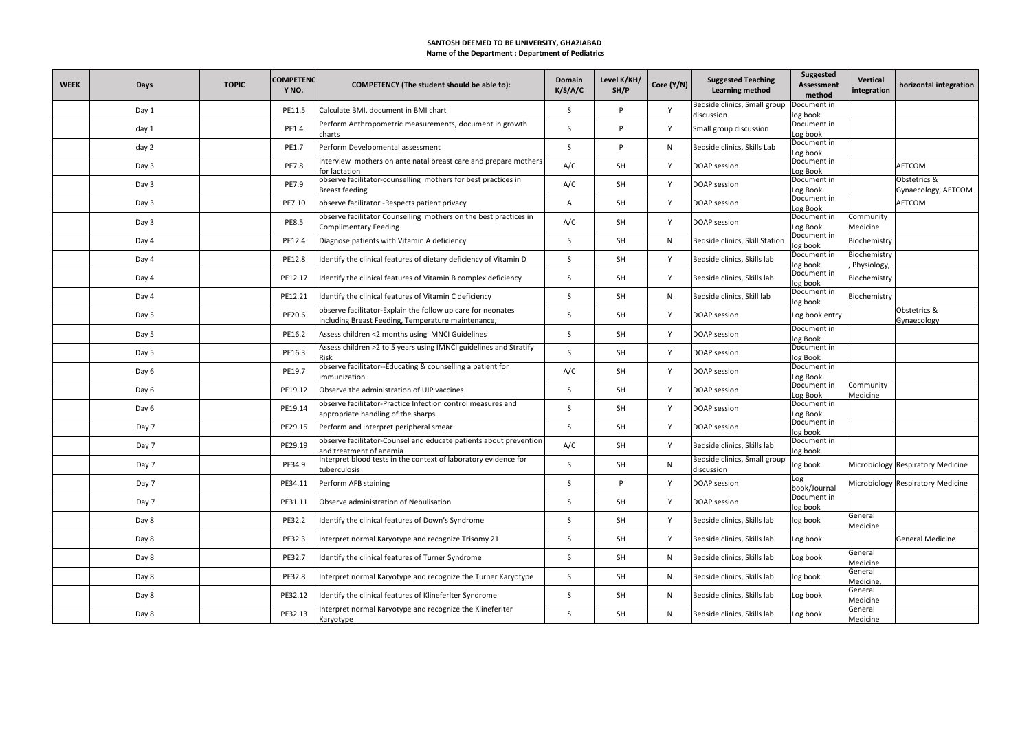**SANTOSH DEEMED TO BE UNIVERSITY, GHAZIABAD**
**Name of the Department : Department of Pediatrics**

| WEEK | Days | TOPIC | COMPETENCY NO. | COMPETENCY (The student should be able to): | Domain K/S/A/C | Level K/KH/SH/P | Core (Y/N) | Suggested Teaching Learning method | Suggested Assessment method | Vertical integration | horizontal integration |
|---|---|---|---|---|---|---|---|---|---|---|---|
| | Day 1 | | PE11.5 | Calculate BMI, document in BMI chart | S | P | Y | Bedside clinics, Small group discussion | Document in log book | | |
| | day 1 | | PE1.4 | Perform Anthropometric measurements, document in growth charts | S | P | Y | Small group discussion | Document in Log book | | |
| | day 2 | | PE1.7 | Perform Developmental assessment | S | P | N | Bedside clinics, Skills Lab | Document in Log book | | |
| | Day 3 | | PE7.8 | interview mothers on ante natal breast care and prepare mothers for lactation | A/C | SH | Y | DOAP session | Document in Log Book | | AETCOM |
| | Day 3 | | PE7.9 | observe facilitator-counselling mothers for best practices in Breast feeding | A/C | SH | Y | DOAP session | Document in Log Book | | Obstetrics & Gynaecology, AETCOM |
| | Day 3 | | PE7.10 | observe facilitator -Respects patient privacy | A | SH | Y | DOAP session | Document in Log Book | | AETCOM |
| | Day 3 | | PE8.5 | observe facilitator Counselling mothers on the best practices in Complimentary Feeding | A/C | SH | Y | DOAP session | Document in Log Book | Community Medicine | |
| | Day 4 | | PE12.4 | Diagnose patients with Vitamin A deficiency | S | SH | N | Bedside clinics, Skill Station | Document in log book | Biochemistry | |
| | Day 4 | | PE12.8 | Identify the clinical features of dietary deficiency of Vitamin D | S | SH | Y | Bedside clinics, Skills lab | Document in log book | Biochemistry, Physiology, | |
| | Day 4 | | PE12.17 | Identify the clinical features of Vitamin B complex deficiency | S | SH | Y | Bedside clinics, Skills lab | Document in log book | Biochemistry | |
| | Day 4 | | PE12.21 | Identify the clinical features of Vitamin C deficiency | S | SH | N | Bedside clinics, Skill lab | Document in log book | Biochemistry | |
| | Day 5 | | PE20.6 | observe facilitator-Explain the follow up care for neonates including Breast Feeding, Temperature maintenance, | S | SH | Y | DOAP session | Log book entry | | Obstetrics & Gynaecology |
| | Day 5 | | PE16.2 | Assess children <2 months using IMNCI Guidelines | S | SH | Y | DOAP session | Document in log Book | | |
| | Day 5 | | PE16.3 | Assess children >2 to 5 years using IMNCI guidelines and Stratify Risk | S | SH | Y | DOAP session | Document in log Book | | |
| | Day 6 | | PE19.7 | observe facilitator--Educating & counselling a patient for immunization | A/C | SH | Y | DOAP session | Document in Log Book | | |
| | Day 6 | | PE19.12 | Observe the administration of UIP vaccines | S | SH | Y | DOAP session | Document in Log Book | Community Medicine | |
| | Day 6 | | PE19.14 | observe facilitator-Practice Infection control measures and appropriate handling of the sharps | S | SH | Y | DOAP session | Document in Log Book | | |
| | Day 7 | | PE29.15 | Perform and interpret peripheral smear | S | SH | Y | DOAP session | Document in log book | | |
| | Day 7 | | PE29.19 | observe facilitator-Counsel and educate patients about prevention and treatment of anemia | A/C | SH | Y | Bedside clinics, Skills lab | Document in log book | | |
| | Day 7 | | PE34.9 | Interpret blood tests in the context of laboratory evidence for tuberculosis | S | SH | N | Bedside clinics, Small group discussion | log book | Microbiology | Respiratory Medicine |
| | Day 7 | | PE34.11 | Perform AFB staining | S | P | Y | DOAP session | Log book/Journal | Microbiology | Respiratory Medicine |
| | Day 7 | | PE31.11 | Observe administration of Nebulisation | S | SH | Y | DOAP session | Document in log book | | |
| | Day 8 | | PE32.2 | Identify the clinical features of Down's Syndrome | S | SH | Y | Bedside clinics, Skills lab | log book | General Medicine | |
| | Day 8 | | PE32.3 | Interpret normal Karyotype and recognize Trisomy 21 | S | SH | Y | Bedside clinics, Skills lab | Log book | | General Medicine |
| | Day 8 | | PE32.7 | Identify the clinical features of Turner Syndrome | S | SH | N | Bedside clinics, Skills lab | Log book | General Medicine | |
| | Day 8 | | PE32.8 | Interpret normal Karyotype and recognize the Turner Karyotype | S | SH | N | Bedside clinics, Skills lab | log book | General Medicine, | |
| | Day 8 | | PE32.12 | Identify the clinical features of Klineferlter Syndrome | S | SH | N | Bedside clinics, Skills lab | Log book | General Medicine | |
| | Day 8 | | PE32.13 | Interpret normal Karyotype and recognize the Klineferlter Karyotype | S | SH | N | Bedside clinics, Skills lab | Log book | General Medicine | |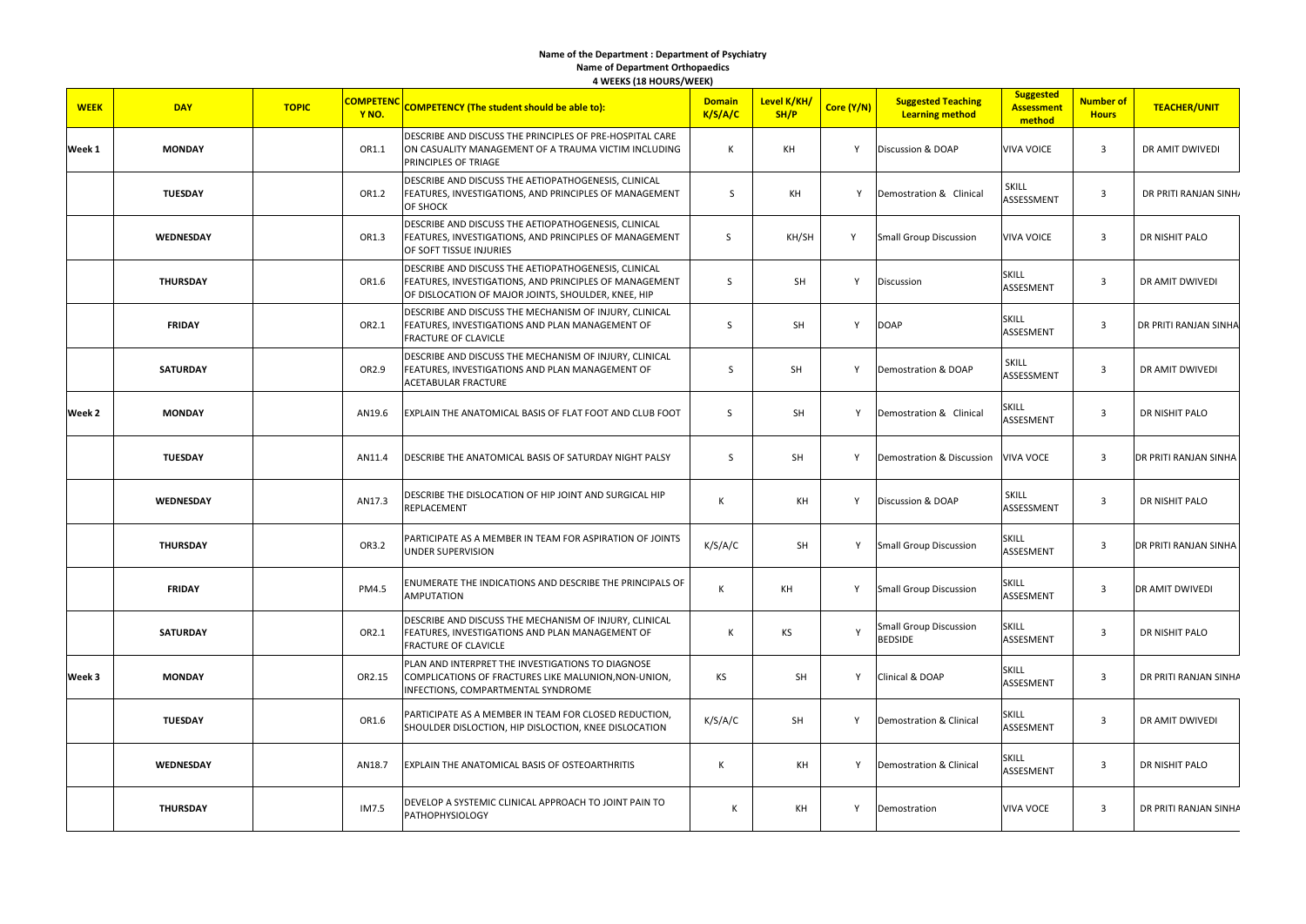**Name of the Department : Department of Psychiatry**
**Name of Department Orthopaedics**
**4 WEEKS (18 HOURS/WEEK)**

| WEEK | DAY | TOPIC | COMPETENCY NO. | COMPETENCY (The student should be able to): | Domain K/S/A/C | Level K/KH/SH/P | Core (Y/N) | Suggested Teaching Learning method | Suggested Assessment method | Number of Hours | TEACHER/UNIT |
|---|---|---|---|---|---|---|---|---|---|---|---|
| Week 1 | MONDAY | | OR1.1 | DESCRIBE AND DISCUSS THE PRINCIPLES OF PRE-HOSPITAL CARE ON CASUALITY MANAGEMENT OF A TRAUMA VICTIM INCLUDING PRINCIPLES OF TRIAGE | K | KH | Y | Discussion & DOAP | VIVA VOICE | 3 | DR AMIT DWIVEDI |
| | TUESDAY | | OR1.2 | DESCRIBE AND DISCUSS THE AETIOPATHOGENESIS, CLINICAL FEATURES, INVESTIGATIONS, AND PRINCIPLES OF MANAGEMENT OF SHOCK | S | KH | Y | Demostration & Clinical | SKILL ASSESSMENT | 3 | DR PRITI RANJAN SINHA |
| | WEDNESDAY | | OR1.3 | DESCRIBE AND DISCUSS THE AETIOPATHOGENESIS, CLINICAL FEATURES, INVESTIGATIONS, AND PRINCIPLES OF MANAGEMENT OF SOFT TISSUE INJURIES | S | KH/SH | Y | Small Group Discussion | VIVA VOICE | 3 | DR NISHIT PALO |
| | THURSDAY | | OR1.6 | DESCRIBE AND DISCUSS THE AETIOPATHOGENESIS, CLINICAL FEATURES, INVESTIGATIONS, AND PRINCIPLES OF MANAGEMENT OF DISLOCATION OF MAJOR JOINTS, SHOULDER, KNEE, HIP | S | SH | Y | Discussion | SKILL ASSESMENT | 3 | DR AMIT DWIVEDI |
| | FRIDAY | | OR2.1 | DESCRIBE AND DISCUSS THE MECHANISM OF INJURY, CLINICAL FEATURES, INVESTIGATIONS AND PLAN MANAGEMENT OF FRACTURE OF CLAVICLE | S | SH | Y | DOAP | SKILL ASSESMENT | 3 | DR PRITI RANJAN SINHA |
| | SATURDAY | | OR2.9 | DESCRIBE AND DISCUSS THE MECHANISM OF INJURY, CLINICAL FEATURES, INVESTIGATIONS AND PLAN MANAGEMENT OF ACETABULAR FRACTURE | S | SH | Y | Demostration & DOAP | SKILL ASSESSMENT | 3 | DR AMIT DWIVEDI |
| Week 2 | MONDAY | | AN19.6 | EXPLAIN THE ANATOMICAL BASIS OF FLAT FOOT AND CLUB FOOT | S | SH | Y | Demostration & Clinical | SKILL ASSESMENT | 3 | DR NISHIT PALO |
| | TUESDAY | | AN11.4 | DESCRIBE THE ANATOMICAL BASIS OF SATURDAY NIGHT PALSY | S | SH | Y | Demostration & Discussion | VIVA VOCE | 3 | DR PRITI RANJAN SINHA |
| | WEDNESDAY | | AN17.3 | DESCRIBE THE DISLOCATION OF HIP JOINT AND SURGICAL HIP REPLACEMENT | K | KH | Y | Discussion & DOAP | SKILL ASSESSMENT | 3 | DR NISHIT PALO |
| | THURSDAY | | OR3.2 | PARTICIPATE AS A MEMBER IN TEAM FOR ASPIRATION OF JOINTS UNDER SUPERVISION | K/S/A/C | SH | Y | Small Group Discussion | SKILL ASSESMENT | 3 | DR PRITI RANJAN SINHA |
| | FRIDAY | | PM4.5 | ENUMERATE THE INDICATIONS AND DESCRIBE THE PRINCIPALS OF AMPUTATION | K | KH | Y | Small Group Discussion | SKILL ASSESMENT | 3 | DR AMIT DWIVEDI |
| | SATURDAY | | OR2.1 | DESCRIBE AND DISCUSS THE MECHANISM OF INJURY, CLINICAL FEATURES, INVESTIGATIONS AND PLAN MANAGEMENT OF FRACTURE OF CLAVICLE | K | KS | Y | Small Group Discussion BEDSIDE | SKILL ASSESMENT | 3 | DR NISHIT PALO |
| Week 3 | MONDAY | | OR2.15 | PLAN AND INTERPRET THE INVESTIGATIONS TO DIAGNOSE COMPLICATIONS OF FRACTURES LIKE MALUNION,NON-UNION, INFECTIONS, COMPARTMENTAL SYNDROME | KS | SH | Y | Clinical & DOAP | SKILL ASSESMENT | 3 | DR PRITI RANJAN SINHA |
| | TUESDAY | | OR1.6 | PARTICIPATE AS A MEMBER IN TEAM FOR CLOSED REDUCTION, SHOULDER DISLOCTION, HIP DISLOCTION, KNEE DISLOCATION | K/S/A/C | SH | Y | Demostration & Clinical | SKILL ASSESMENT | 3 | DR AMIT DWIVEDI |
| | WEDNESDAY | | AN18.7 | EXPLAIN THE ANATOMICAL BASIS OF OSTEOARTHRITIS | K | KH | Y | Demostration & Clinical | SKILL ASSESMENT | 3 | DR NISHIT PALO |
| | THURSDAY | | IM7.5 | DEVELOP A SYSTEMIC CLINICAL APPROACH TO JOINT PAIN TO PATHOPHYSIOLOGY | K | KH | Y | Demostration | VIVA VOCE | 3 | DR PRITI RANJAN SINHA |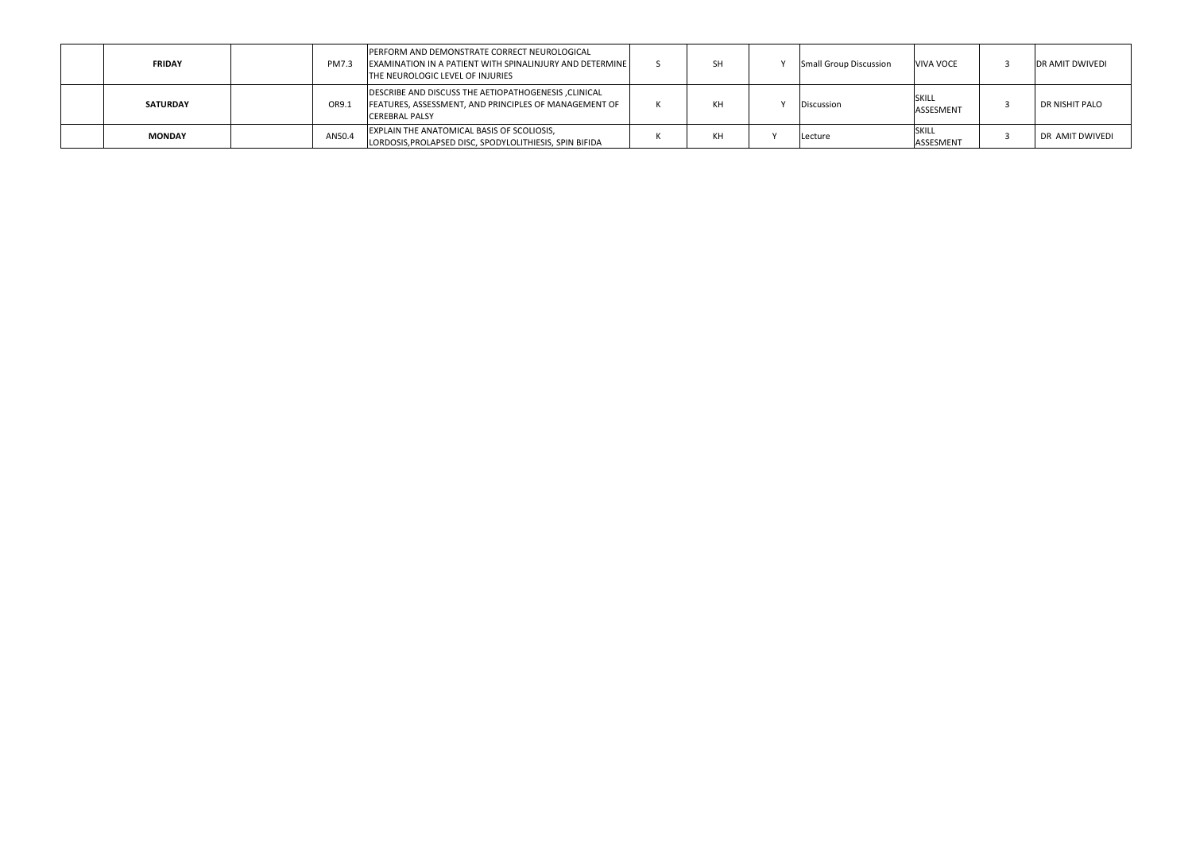|  |  |  |  |  |  |  |  |  |  |  |
|---|---|---|---|---|---|---|---|---|---|---|
|  | **FRIDAY** |  | PM7.3 | PERFORM AND DEMONSTRATE CORRECT NEUROLOGICAL EXAMINATION IN A PATIENT WITH SPINALINJURY AND DETERMINE THE NEUROLOGIC LEVEL OF INJURIES | S | SH | Y | Small Group Discussion | VIVA VOCE | 3 | DR AMIT DWIVEDI |
|  | **SATURDAY** |  | OR9.1 | DESCRIBE AND DISCUSS THE AETIOPATHOGENESIS ,CLINICAL FEATURES, ASSESSMENT, AND PRINCIPLES OF MANAGEMENT OF CEREBRAL PALSY | K | KH | Y | Discussion | SKILL ASSESMENT | 3 | DR NISHIT PALO |
|  | **MONDAY** |  | AN50.4 | EXPLAIN THE ANATOMICAL BASIS OF SCOLIOSIS, LORDOSIS,PROLAPSED DISC, SPODYLOLITHIESIS, SPIN BIFIDA | K | KH | Y | Lecture | SKILL ASSESMENT | 3 | DR AMIT DWIVEDI |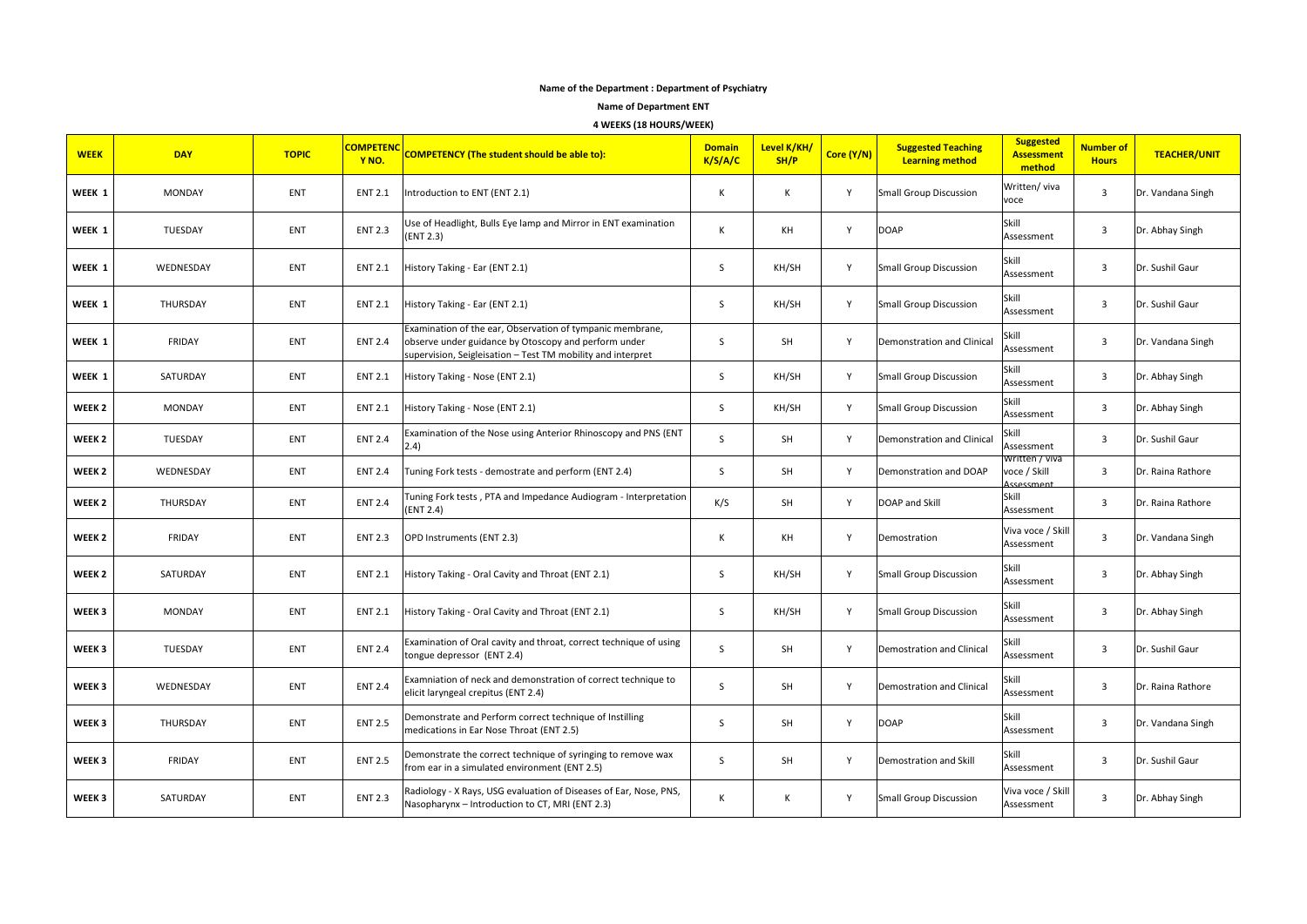**Name of the Department : Department of Psychiatry**

**Name of Department ENT**

**4 WEEKS (18 HOURS/WEEK)**

| WEEK | DAY | TOPIC | COMPETENCY NO. | COMPETENCY (The student should be able to): | Domain K/S/A/C | Level K/KH/ SH/P | Core (Y/N) | Suggested Teaching Learning method | Suggested Assessment method | Number of Hours | TEACHER/UNIT |
|---|---|---|---|---|---|---|---|---|---|---|---|
| WEEK 1 | MONDAY | ENT | ENT 2.1 | Introduction to ENT (ENT 2.1) | K | K | Y | Small Group Discussion | Written/ viva voce | 3 | Dr. Vandana Singh |
| WEEK 1 | TUESDAY | ENT | ENT 2.3 | Use of Headlight, Bulls Eye lamp and Mirror in ENT examination (ENT 2.3) | K | KH | Y | DOAP | Skill Assessment | 3 | Dr. Abhay Singh |
| WEEK 1 | WEDNESDAY | ENT | ENT 2.1 | History Taking - Ear (ENT 2.1) | S | KH/SH | Y | Small Group Discussion | Skill Assessment | 3 | Dr. Sushil Gaur |
| WEEK 1 | THURSDAY | ENT | ENT 2.1 | History Taking - Ear (ENT 2.1) | S | KH/SH | Y | Small Group Discussion | Skill Assessment | 3 | Dr. Sushil Gaur |
| WEEK 1 | FRIDAY | ENT | ENT 2.4 | Examination of the ear, Observation of tympanic membrane, observe under guidance by Otoscopy and perform under supervision, Seigleisation – Test TM mobility and interpret | S | SH | Y | Demonstration and Clinical | Skill Assessment | 3 | Dr. Vandana Singh |
| WEEK 1 | SATURDAY | ENT | ENT 2.1 | History Taking - Nose (ENT 2.1) | S | KH/SH | Y | Small Group Discussion | Skill Assessment | 3 | Dr. Abhay Singh |
| WEEK 2 | MONDAY | ENT | ENT 2.1 | History Taking - Nose (ENT 2.1) | S | KH/SH | Y | Small Group Discussion | Skill Assessment | 3 | Dr. Abhay Singh |
| WEEK 2 | TUESDAY | ENT | ENT 2.4 | Examination of the Nose using Anterior Rhinoscopy and PNS (ENT 2.4) | S | SH | Y | Demonstration and Clinical | Skill Assessment | 3 | Dr. Sushil Gaur |
| WEEK 2 | WEDNESDAY | ENT | ENT 2.4 | Tuning Fork tests - demostrate and perform (ENT 2.4) | S | SH | Y | Demonstration and DOAP | Written / viva voce / Skill Assessment | 3 | Dr. Raina Rathore |
| WEEK 2 | THURSDAY | ENT | ENT 2.4 | Tuning Fork tests , PTA and Impedance Audiogram - Interpretation (ENT 2.4) | K/S | SH | Y | DOAP and Skill | Skill Assessment | 3 | Dr. Raina Rathore |
| WEEK 2 | FRIDAY | ENT | ENT 2.3 | OPD Instruments (ENT 2.3) | K | KH | Y | Demostration | Viva voce / Skill Assessment | 3 | Dr. Vandana Singh |
| WEEK 2 | SATURDAY | ENT | ENT 2.1 | History Taking - Oral Cavity and Throat (ENT 2.1) | S | KH/SH | Y | Small Group Discussion | Skill Assessment | 3 | Dr. Abhay Singh |
| WEEK 3 | MONDAY | ENT | ENT 2.1 | History Taking - Oral Cavity and Throat (ENT 2.1) | S | KH/SH | Y | Small Group Discussion | Skill Assessment | 3 | Dr. Abhay Singh |
| WEEK 3 | TUESDAY | ENT | ENT 2.4 | Examination of Oral cavity and throat, correct technique of using tongue depressor (ENT 2.4) | S | SH | Y | Demostration and Clinical | Skill Assessment | 3 | Dr. Sushil Gaur |
| WEEK 3 | WEDNESDAY | ENT | ENT 2.4 | Examniation of neck and demonstration of correct technique to elicit laryngeal crepitus (ENT 2.4) | S | SH | Y | Demostration and Clinical | Skill Assessment | 3 | Dr. Raina Rathore |
| WEEK 3 | THURSDAY | ENT | ENT 2.5 | Demonstrate and Perform correct technique of Instilling medications in Ear Nose Throat (ENT 2.5) | S | SH | Y | DOAP | Skill Assessment | 3 | Dr. Vandana Singh |
| WEEK 3 | FRIDAY | ENT | ENT 2.5 | Demonstrate the correct technique of syringing to remove wax from ear in a simulated environment (ENT 2.5) | S | SH | Y | Demostration and Skill | Skill Assessment | 3 | Dr. Sushil Gaur |
| WEEK 3 | SATURDAY | ENT | ENT 2.3 | Radiology - X Rays, USG evaluation of Diseases of Ear, Nose, PNS, Nasopharynx – Introduction to CT, MRI (ENT 2.3) | K | K | Y | Small Group Discussion | Viva voce / Skill Assessment | 3 | Dr. Abhay Singh |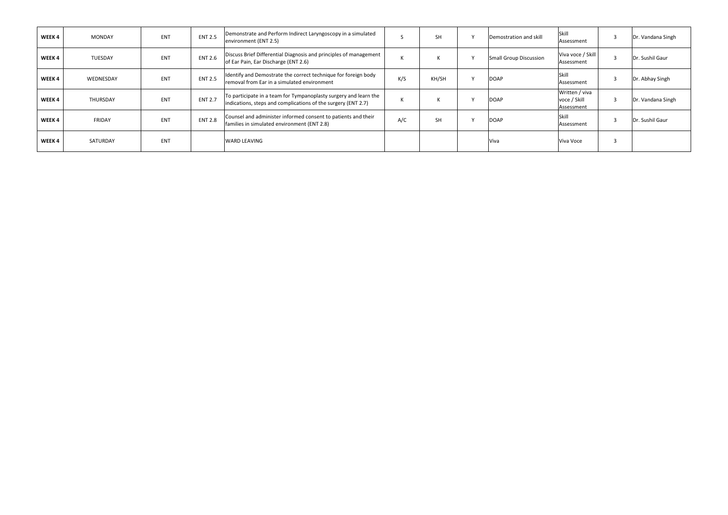| | | | | | | | | | | | |
|---|---|---|---|---|---|---|---|---|---|---|---|
| **WEEK 4** | MONDAY | ENT | ENT 2.5 | Demonstrate and Perform Indirect Laryngoscopy in a simulated environment (ENT 2.5) | S | SH | Y | Demostration and skill | Skill Assessment | 3 | Dr. Vandana Singh |
| **WEEK 4** | TUESDAY | ENT | ENT 2.6 | Discuss Brief Differential Diagnosis and principles of management of Ear Pain, Ear Discharge (ENT 2.6) | K | K | Y | Small Group Discussion | Viva voce / Skill Assessment | 3 | Dr. Sushil Gaur |
| **WEEK 4** | WEDNESDAY | ENT | ENT 2.5 | Identify and Demostrate the correct technique for foreign body removal from Ear in a simulated environment | K/S | KH/SH | Y | DOAP | Skill Assessment | 3 | Dr. Abhay Singh |
| **WEEK 4** | THURSDAY | ENT | ENT 2.7 | To participate in a team for Tympanoplasty surgery and learn the indications, steps and complications of the surgery (ENT 2.7) | K | K | Y | DOAP | Written / viva voce / Skill Assessment | 3 | Dr. Vandana Singh |
| **WEEK 4** | FRIDAY | ENT | ENT 2.8 | Counsel and administer informed consent to patients and their families in simulated environment (ENT 2.8) | A/C | SH | Y | DOAP | Skill Assessment | 3 | Dr. Sushil Gaur |
| **WEEK 4** | SATURDAY | ENT | | WARD LEAVING | | | | Viva | Viva Voce | 3 | |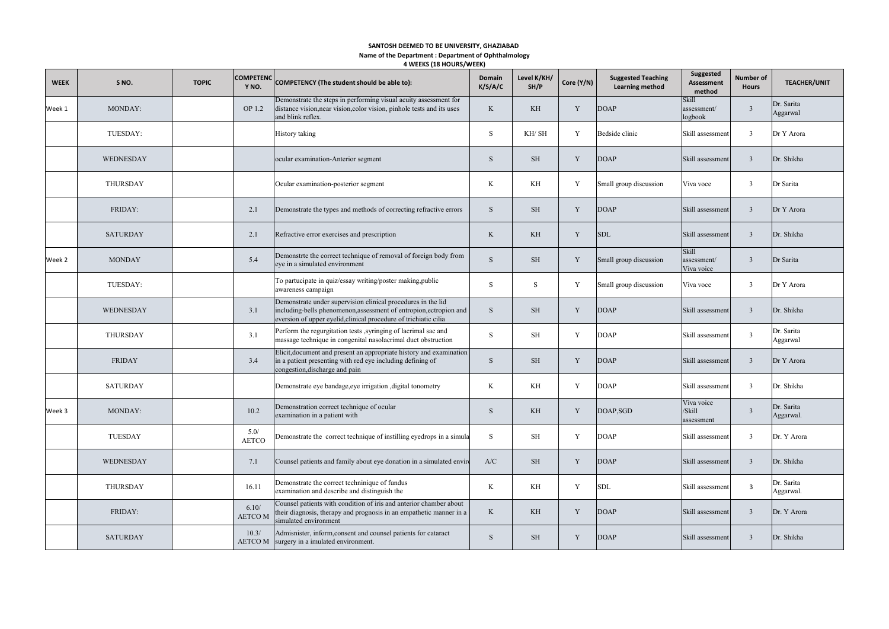**SANTOSH DEEMED TO BE UNIVERSITY, GHAZIABAD**
**Name of the Department : Department of Ophthalmology**
**4 WEEKS (18 HOURS/WEEK)**

| WEEK | S NO. | TOPIC | COMPETENCY NO. | COMPETENCY (The student should be able to): | Domain K/S/A/C | Level K/KH/SH/P | Core (Y/N) | Suggested Teaching Learning method | Suggested Assessment method | Number of Hours | TEACHER/UNIT |
|---|---|---|---|---|---|---|---|---|---|---|---|
| Week 1 | MONDAY: | | OP 1.2 | Demonstrate the steps in performing visual acuity assessment for distance vision,near vision,color vision, pinhole tests and its uses and blink reflex. | K | KH | Y | DOAP | Skill assessment/ logbook | 3 | Dr. Sarita Aggarwal |
| | TUESDAY: | | | History taking | S | KH/ SH | Y | Bedside clinic | Skill assessment | 3 | Dr Y Arora |
| | WEDNESDAY | | | ocular examination-Anterior segment | S | SH | Y | DOAP | Skill assessment | 3 | Dr. Shikha |
| | THURSDAY | | | Ocular examination-posterior segment | K | KH | Y | Small group discussion | Viva voce | 3 | Dr Sarita |
| | FRIDAY: | | 2.1 | Demonstrate the types and methods of correcting refractive errors | S | SH | Y | DOAP | Skill assessment | 3 | Dr Y Arora |
| | SATURDAY | | 2.1 | Refractive error exercises and prescription | K | KH | Y | SDL | Skill assessment | 3 | Dr. Shikha |
| Week 2 | MONDAY | | 5.4 | Demonstrte the correct technique of removal of foreign body from eye in a simulated environment | S | SH | Y | Small group discussion | Skill assessment/ Viva voice | 3 | Dr Sarita |
| | TUESDAY: | | | To participate in quiz/essay writing/poster making,public awareness campaign | S | S | Y | Small group discussion | Viva voce | 3 | Dr Y Arora |
| | WEDNESDAY | | 3.1 | Demonstrate under supervision clinical procedures in the lid including-bells phenomenon,assessment of entropion,ectropion and eversion of upper eyelid,clinical procedure of trichiatic cilia | S | SH | Y | DOAP | Skill assessment | 3 | Dr. Shikha |
| | THURSDAY | | 3.1 | Perform the regurgitation tests ,syringing of lacrimal sac and massage technique in congenital nasolacrimal duct obstruction | S | SH | Y | DOAP | Skill assessment | 3 | Dr. Sarita Aggarwal |
| | FRIDAY | | 3.4 | Elicit,document and present an appropriate history and examination in a patient presenting with red eye including defining of congestion,discharge and pain | S | SH | Y | DOAP | Skill assessment | 3 | Dr Y Arora |
| | SATURDAY | | | Demonstrate eye bandage,eye irrigation ,digital tonometry | K | KH | Y | DOAP | Skill assessment | 3 | Dr. Shikha |
| Week 3 | MONDAY: | | 10.2 | Demonstration correct technique of ocular examination in a patient with | S | KH | Y | DOAP,SGD | Viva voice /Skill assessment | 3 | Dr. Sarita Aggarwal. |
| | TUESDAY | | 5.0/ AETCO | Demonstrate the correct technique of instilling eyedrops in a simula | S | SH | Y | DOAP | Skill assessment | 3 | Dr. Y Arora |
| | WEDNESDAY | | 7.1 | Counsel patients and family about eye donation in a simulated enviro | A/C | SH | Y | DOAP | Skill assessment | 3 | Dr. Shikha |
| | THURSDAY | | 16.11 | Demonstrate the correct techninique of fundus examination and describe and distinguish the | K | KH | Y | SDL | Skill assessment | 3 | Dr. Sarita Aggarwal. |
| | FRIDAY: | | 6.10/ AETCO M | Counsel patients with condition of iris and anterior chamber about their diagnosis, therapy and prognosis in an empathetic manner in a simulated environment | K | KH | Y | DOAP | Skill assessment | 3 | Dr. Y Arora |
| | SATURDAY | | 10.3/ AETCO M | Admsinister, inform,consent and counsel patients for cataract surgery in a imulated environment. | S | SH | Y | DOAP | Skill assessment | 3 | Dr. Shikha |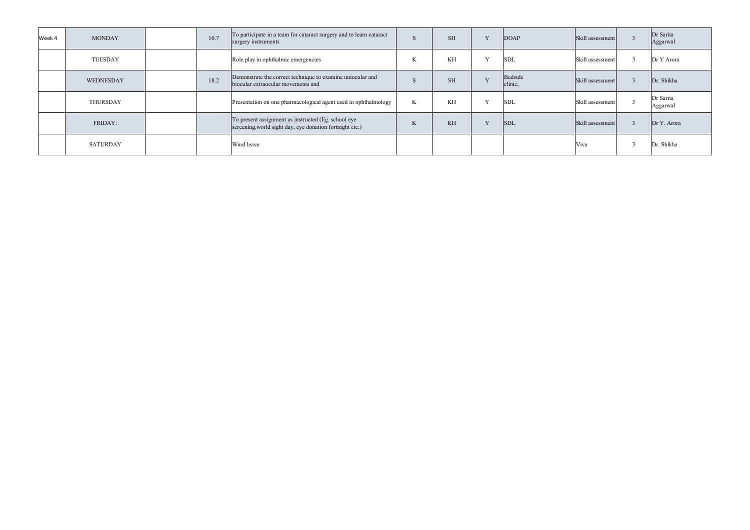| Week 4 | MONDAY | | 10.7 | To participate in a team for cataract surgery and to learn cataract surgery instruments | S | SH | Y | DOAP | Skill assessment | 3 | Dr Sarita Aggarwal |
|---|---|---|---|---|---|---|---|---|---|---|---|
| | TUESDAY | | | Role play in ophthalmic emergencies | K | KH | Y | SDL | Skill assessment | 3 | Dr Y Arora |
| | WEDNESDAY | | 18.2 | Demonstrate the correct technique to examine uniocular and biocular extraocular movements and | S | SH | Y | Bedside clinic, | Skill assessment | 3 | Dr. Shikha |
| | THURSDAY | | | Presentation on one pharmacological agent used in ophthalmology | K | KH | Y | SDL | Skill assessment | 3 | Dr Sarita Aggarwal |
| | FRIDAY: | | | To present assignment as instructed (Eg. school eye screening,world sight day, eye donation fortnight etc.) | K | KH | Y | SDL | Skill assessment | 3 | Dr Y. Arora |
| | SATURDAY | | | Ward leave | | | | | Viva | 3 | Dr. Shikha |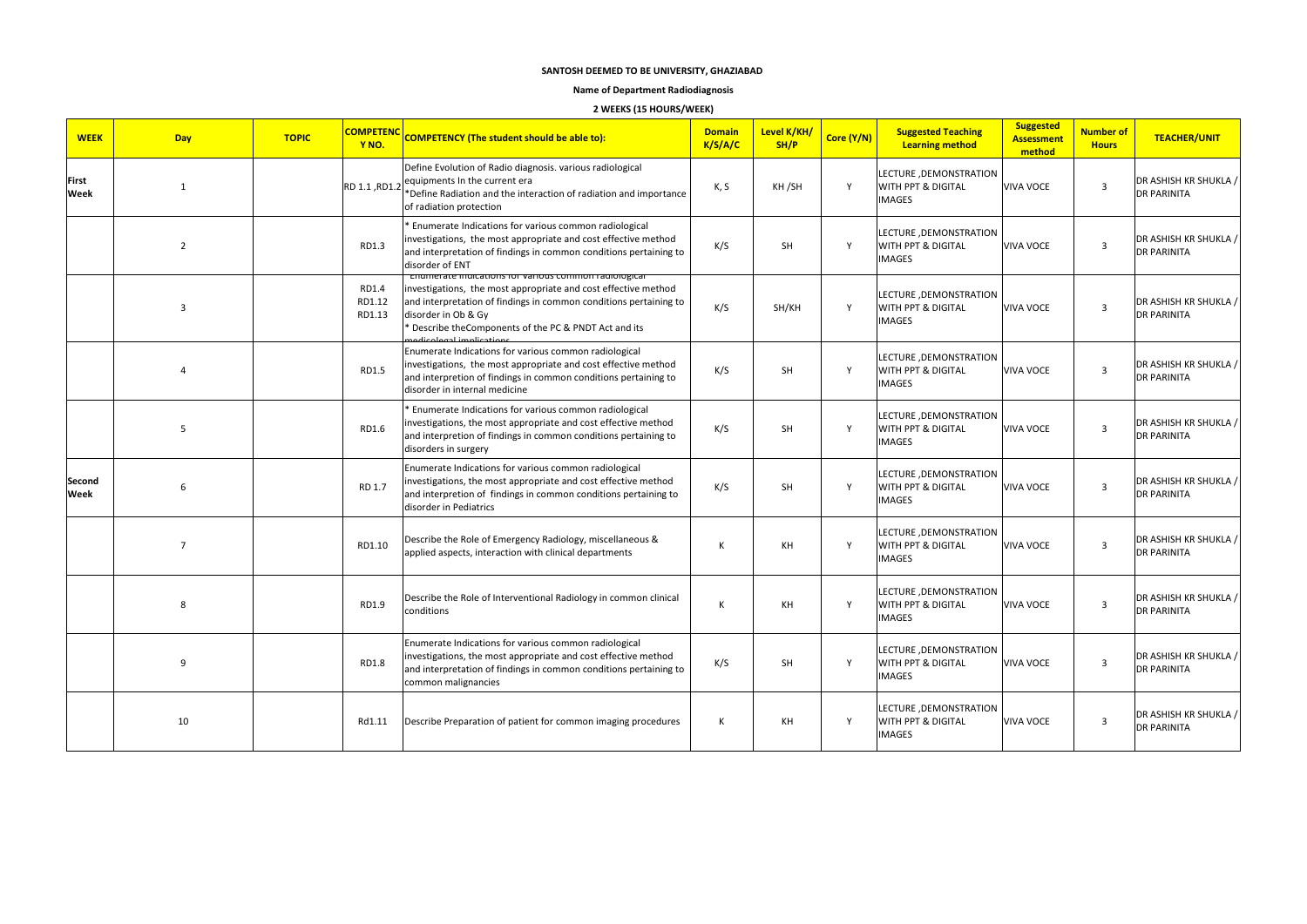**SANTOSH DEEMED TO BE UNIVERSITY, GHAZIABAD**

**Name of Department Radiodiagnosis**

**2 WEEKS (15 HOURS/WEEK)**

| WEEK | Day | TOPIC | COMPETENCY NO. | COMPETENCY (The student should be able to): | Domain K/S/A/C | Level K/KH/SH/P | Core (Y/N) | Suggested Teaching Learning method | Suggested Assessment method | Number of Hours | TEACHER/UNIT |
|---|---|---|---|---|---|---|---|---|---|---|---|
| First Week | 1 | | RD 1.1 ,RD1.2 | Define Evolution of Radio diagnosis. various radiological equipments In the current era *Define Radiation and the interaction of radiation and importance of radiation protection | K, S | KH /SH | Y | LECTURE ,DEMONSTRATION WITH PPT & DIGITAL IMAGES | VIVA VOCE | 3 | DR ASHISH KR SHUKLA / DR PARINITA |
| | 2 | | RD1.3 | * Enumerate Indications for various common radiological investigations, the most appropriate and cost effective method and interpretation of findings in common conditions pertaining to disorder of ENT | K/S | SH | Y | LECTURE ,DEMONSTRATION WITH PPT & DIGITAL IMAGES | VIVA VOCE | 3 | DR ASHISH KR SHUKLA / DR PARINITA |
| | 3 | | RD1.4 RD1.12 RD1.13 | * Enumerate Indications for various common radiological investigations, the most appropriate and cost effective method and interpretation of findings in common conditions pertaining to disorder in Ob & Gy * Describe theComponents of the PC & PNDT Act and its medicolegal implications | K/S | SH/KH | Y | LECTURE ,DEMONSTRATION WITH PPT & DIGITAL IMAGES | VIVA VOCE | 3 | DR ASHISH KR SHUKLA / DR PARINITA |
| | 4 | | RD1.5 | Enumerate Indications for various common radiological investigations, the most appropriate and cost effective method and interpretion of findings in common conditions pertaining to disorder in internal medicine | K/S | SH | Y | LECTURE ,DEMONSTRATION WITH PPT & DIGITAL IMAGES | VIVA VOCE | 3 | DR ASHISH KR SHUKLA / DR PARINITA |
| | 5 | | RD1.6 | * Enumerate Indications for various common radiological investigations, the most appropriate and cost effective method and interpretion of findings in common conditions pertaining to disorders in surgery | K/S | SH | Y | LECTURE ,DEMONSTRATION WITH PPT & DIGITAL IMAGES | VIVA VOCE | 3 | DR ASHISH KR SHUKLA / DR PARINITA |
| Second Week | 6 | | RD 1.7 | Enumerate Indications for various common radiological investigations, the most appropriate and cost effective method and interpretion of findings in common conditions pertaining to disorder in Pediatrics | K/S | SH | Y | LECTURE ,DEMONSTRATION WITH PPT & DIGITAL IMAGES | VIVA VOCE | 3 | DR ASHISH KR SHUKLA / DR PARINITA |
| | 7 | | RD1.10 | Describe the Role of Emergency Radiology, miscellaneous & applied aspects, interaction with clinical departments | K | KH | Y | LECTURE ,DEMONSTRATION WITH PPT & DIGITAL IMAGES | VIVA VOCE | 3 | DR ASHISH KR SHUKLA / DR PARINITA |
| | 8 | | RD1.9 | Describe the Role of Interventional Radiology in common clinical conditions | K | KH | Y | LECTURE ,DEMONSTRATION WITH PPT & DIGITAL IMAGES | VIVA VOCE | 3 | DR ASHISH KR SHUKLA / DR PARINITA |
| | 9 | | RD1.8 | Enumerate Indications for various common radiological investigations, the most appropriate and cost effective method and interpretation of findings in common conditions pertaining to common malignancies | K/S | SH | Y | LECTURE ,DEMONSTRATION WITH PPT & DIGITAL IMAGES | VIVA VOCE | 3 | DR ASHISH KR SHUKLA / DR PARINITA |
| | 10 | | Rd1.11 | Describe Preparation of patient for common imaging procedures | K | KH | Y | LECTURE ,DEMONSTRATION WITH PPT & DIGITAL IMAGES | VIVA VOCE | 3 | DR ASHISH KR SHUKLA / DR PARINITA |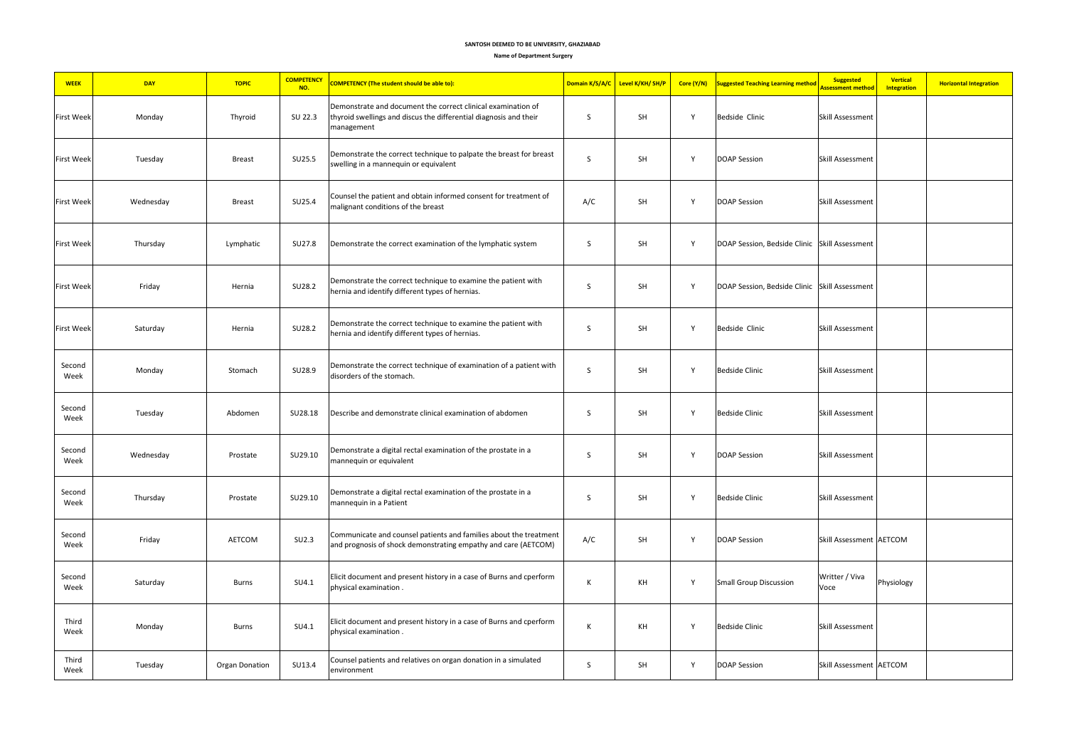**SANTOSH DEEMED TO BE UNIVERSITY, GHAZIABAD**

**Name of Department Surgery**

| WEEK | DAY | TOPIC | COMPETENCY NO. | COMPETENCY (The student should be able to): | Domain K/S/A/C | Level K/KH/ SH/P | Core (Y/N) | Suggested Teaching Learning method | Suggested Assessment method | Vertical Integration | Horizontal Integration |
|---|---|---|---|---|---|---|---|---|---|---|---|
| First Week | Monday | Thyroid | SU 22.3 | Demonstrate and document the correct clinical examination of thyroid swellings and discus the differential diagnosis and their management | S | SH | Y | Bedside Clinic | Skill Assessment | | |
| First Week | Tuesday | Breast | SU25.5 | Demonstrate the correct technique to palpate the breast for breast swelling in a mannequin or equivalent | S | SH | Y | DOAP Session | Skill Assessment | | |
| First Week | Wednesday | Breast | SU25.4 | Counsel the patient and obtain informed consent for treatment of malignant conditions of the breast | A/C | SH | Y | DOAP Session | Skill Assessment | | |
| First Week | Thursday | Lymphatic | SU27.8 | Demonstrate the correct examination of the lymphatic system | S | SH | Y | DOAP Session, Bedside Clinic | Skill Assessment | | |
| First Week | Friday | Hernia | SU28.2 | Demonstrate the correct technique to examine the patient with hernia and identify different types of hernias. | S | SH | Y | DOAP Session, Bedside Clinic | Skill Assessment | | |
| First Week | Saturday | Hernia | SU28.2 | Demonstrate the correct technique to examine the patient with hernia and identify different types of hernias. | S | SH | Y | Bedside Clinic | Skill Assessment | | |
| Second Week | Monday | Stomach | SU28.9 | Demonstrate the correct technique of examination of a patient with disorders of the stomach. | S | SH | Y | Bedside Clinic | Skill Assessment | | |
| Second Week | Tuesday | Abdomen | SU28.18 | Describe and demonstrate clinical examination of abdomen | S | SH | Y | Bedside Clinic | Skill Assessment | | |
| Second Week | Wednesday | Prostate | SU29.10 | Demonstrate a digital rectal examination of the prostate in a mannequin or equivalent | S | SH | Y | DOAP Session | Skill Assessment | | |
| Second Week | Thursday | Prostate | SU29.10 | Demonstrate a digital rectal examination of the prostate in a mannequin in a Patient | S | SH | Y | Bedside Clinic | Skill Assessment | | |
| Second Week | Friday | AETCOM | SU2.3 | Communicate and counsel patients and families about the treatment and prognosis of shock demonstrating empathy and care (AETCOM) | A/C | SH | Y | DOAP Session | Skill Assessment | AETCOM | |
| Second Week | Saturday | Burns | SU4.1 | Elicit document and present history in a case of Burns and cperform physical examination . | K | KH | Y | Small Group Discussion | Writter / Viva Voce | Physiology | |
| Third Week | Monday | Burns | SU4.1 | Elicit document and present history in a case of Burns and cperform physical examination . | K | KH | Y | Bedside Clinic | Skill Assessment | | |
| Third Week | Tuesday | Organ Donation | SU13.4 | Counsel patients and relatives on organ donation in a simulated environment | S | SH | Y | DOAP Session | Skill Assessment | AETCOM | |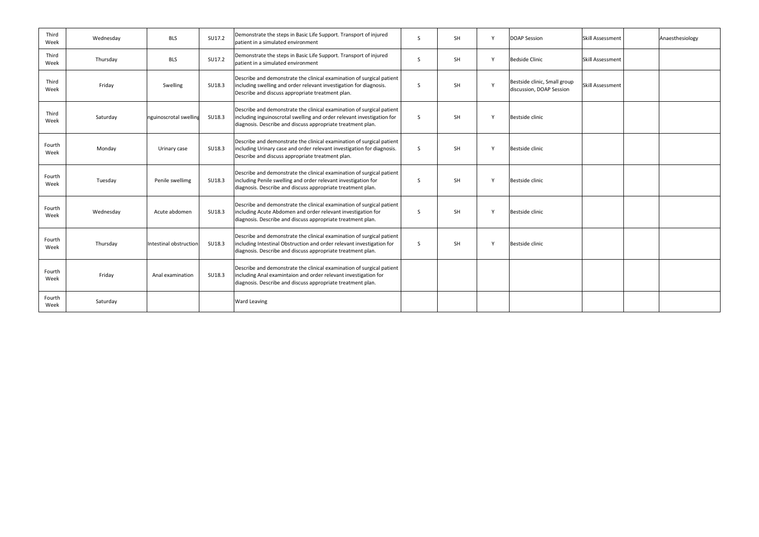| | | | | | | | | | | | |
|---|---|---|---|---|---|---|---|---|---|---|---|
| Third Week | Wednesday | BLS | SU17.2 | Demonstrate the steps in Basic Life Support. Transport of injured patient in a simulated environment | S | SH | Y | DOAP Session | Skill Assessment | | Anaesthesiology |
| Third Week | Thursday | BLS | SU17.2 | Demonstrate the steps in Basic Life Support. Transport of injured patient in a simulated environment | S | SH | Y | Bedside Clinic | Skill Assessment | | |
| Third Week | Friday | Swelling | SU18.3 | Describe and demonstrate the clinical examination of surgical patient including swelling and order relevant investigation for diagnosis. Describe and discuss appropriate treatment plan. | S | SH | Y | Bestside clinic, Small group discussion, DOAP Session | Skill Assessment | | |
| Third Week | Saturday | nguinoscrotal swelling | SU18.3 | Describe and demonstrate the clinical examination of surgical patient including inguinoscrotal swelling and order relevant investigation for diagnosis. Describe and discuss appropriate treatment plan. | S | SH | Y | Bestside clinic | | | |
| Fourth Week | Monday | Urinary case | SU18.3 | Describe and demonstrate the clinical examination of surgical patient including Urinary case and order relevant investigation for diagnosis. Describe and discuss appropriate treatment plan. | S | SH | Y | Bestside clinic | | | |
| Fourth Week | Tuesday | Penile swellimg | SU18.3 | Describe and demonstrate the clinical examination of surgical patient including Penile swelling and order relevant investigation for diagnosis. Describe and discuss appropriate treatment plan. | S | SH | Y | Bestside clinic | | | |
| Fourth Week | Wednesday | Acute abdomen | SU18.3 | Describe and demonstrate the clinical examination of surgical patient including Acute Abdomen and order relevant investigation for diagnosis. Describe and discuss appropriate treatment plan. | S | SH | Y | Bestside clinic | | | |
| Fourth Week | Thursday | Intestinal obstruction | SU18.3 | Describe and demonstrate the clinical examination of surgical patient including Intestinal Obstruction and order relevant investigation for diagnosis. Describe and discuss appropriate treatment plan. | S | SH | Y | Bestside clinic | | | |
| Fourth Week | Friday | Anal examination | SU18.3 | Describe and demonstrate the clinical examination of surgical patient including Anal examintaion and order relevant investigation for diagnosis. Describe and discuss appropriate treatment plan. | | | | | | | |
| Fourth Week | Saturday | | | Ward Leaving | | | | | | | |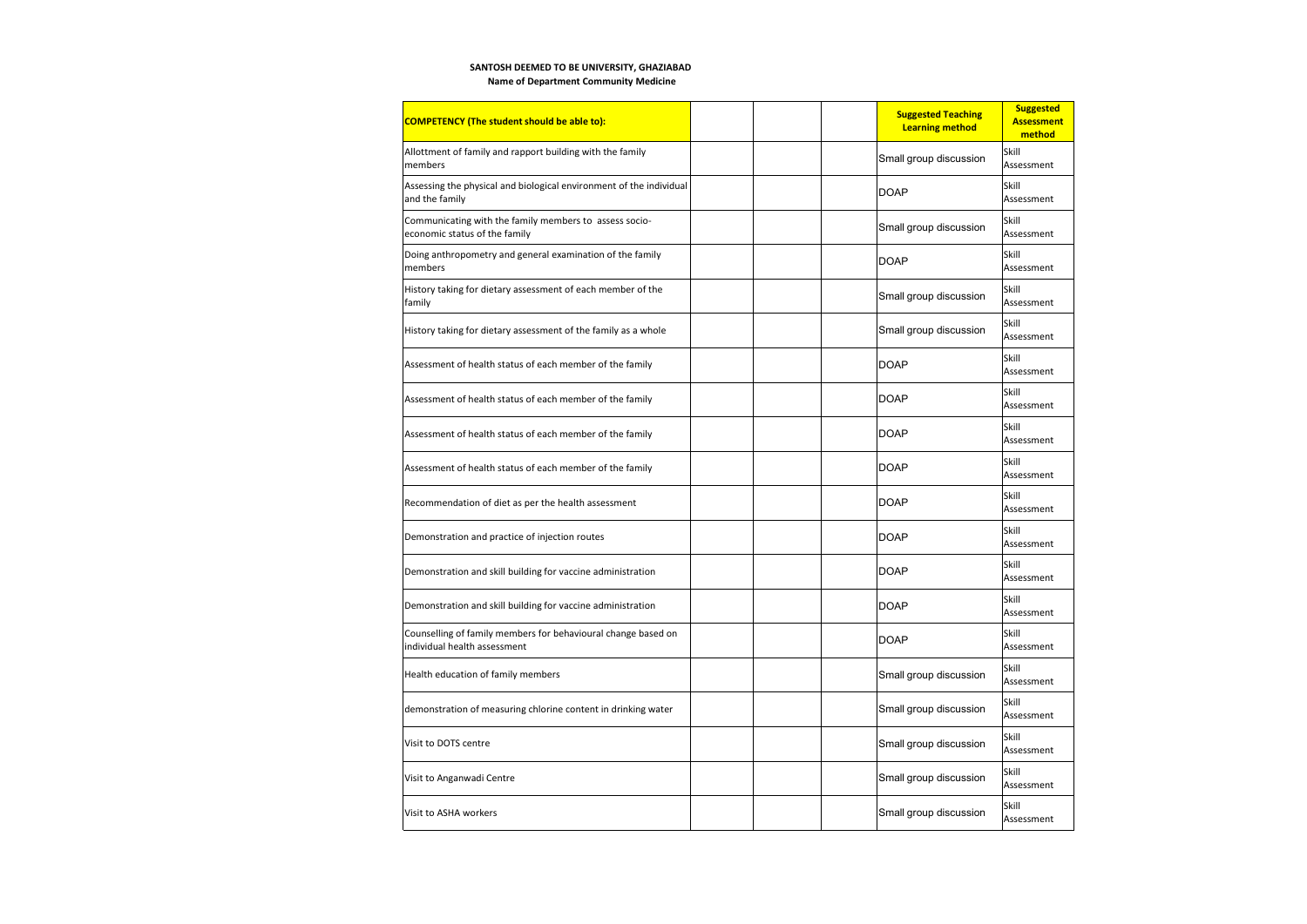**SANTOSH DEEMED TO BE UNIVERSITY, GHAZIABAD**

**Name of Department Community Medicine**

| COMPETENCY (The student should be able to): | | | | Suggested Teaching Learning method | Suggested Assessment method |
|---|---|---|---|---|---|
| Allottment of family and rapport building with the family members | | | | Small group discussion | Skill Assessment |
| Assessing the physical and biological environment of the individual and the family | | | | DOAP | Skill Assessment |
| Communicating with the family members to assess socio-economic status of the family | | | | Small group discussion | Skill Assessment |
| Doing anthropometry and general examination of the family members | | | | DOAP | Skill Assessment |
| History taking for dietary assessment of each member of the family | | | | Small group discussion | Skill Assessment |
| History taking for dietary assessment of the family as a whole | | | | Small group discussion | Skill Assessment |
| Assessment of health status of each member of the family | | | | DOAP | Skill Assessment |
| Assessment of health status of each member of the family | | | | DOAP | Skill Assessment |
| Assessment of health status of each member of the family | | | | DOAP | Skill Assessment |
| Assessment of health status of each member of the family | | | | DOAP | Skill Assessment |
| Recommendation of diet as per the health assessment | | | | DOAP | Skill Assessment |
| Demonstration and practice of injection routes | | | | DOAP | Skill Assessment |
| Demonstration and skill building for vaccine administration | | | | DOAP | Skill Assessment |
| Demonstration and skill building for vaccine administration | | | | DOAP | Skill Assessment |
| Counselling of family members for behavioural change based on individual health assessment | | | | DOAP | Skill Assessment |
| Health education of family members | | | | Small group discussion | Skill Assessment |
| demonstration of measuring chlorine content in drinking water | | | | Small group discussion | Skill Assessment |
| Visit to DOTS centre | | | | Small group discussion | Skill Assessment |
| Visit to Anganwadi Centre | | | | Small group discussion | Skill Assessment |
| Visit to ASHA workers | | | | Small group discussion | Skill Assessment |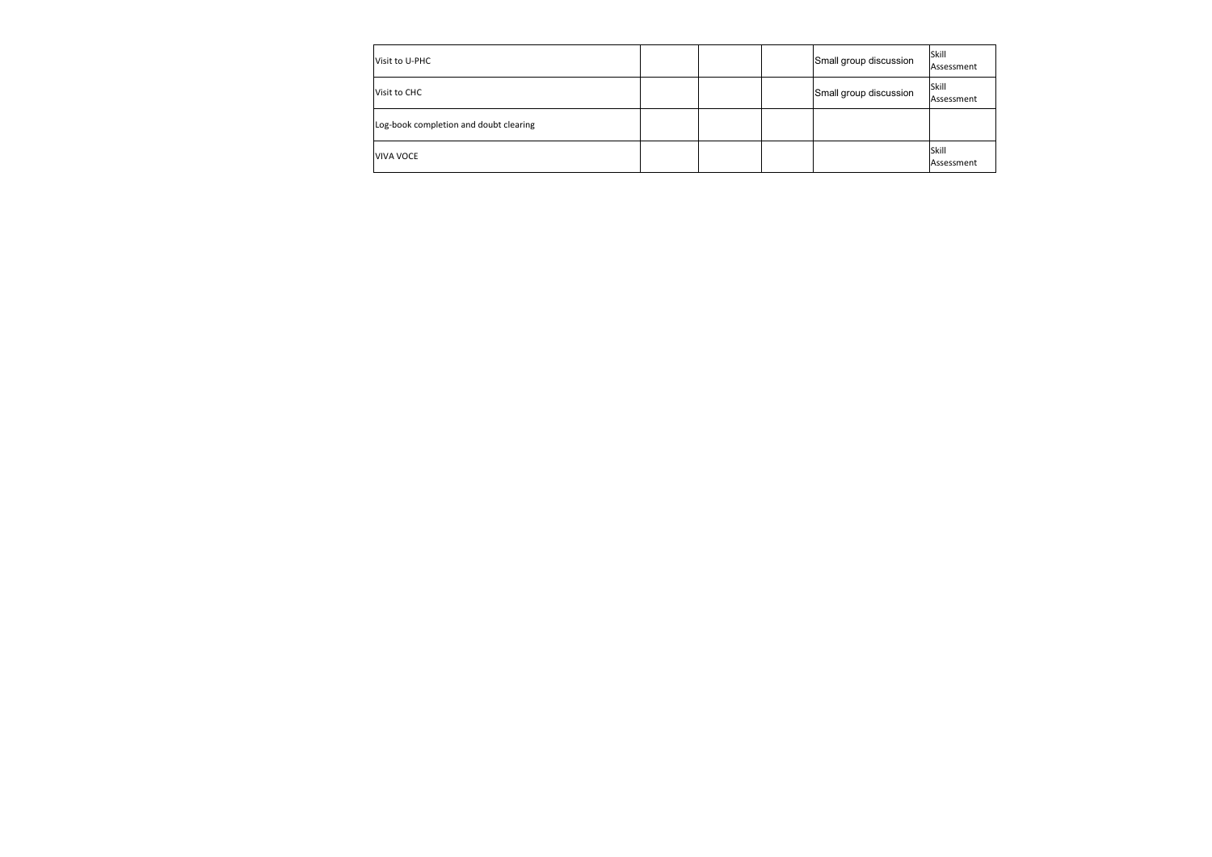| | | | | | |
|---|---|---|---|---|---|
| Visit to U-PHC | | | | Small group discussion | Skill Assessment |
| Visit to CHC | | | | Small group discussion | Skill Assessment |
| Log-book completion and doubt clearing | | | | | |
| VIVA VOCE | | | | | Skill Assessment |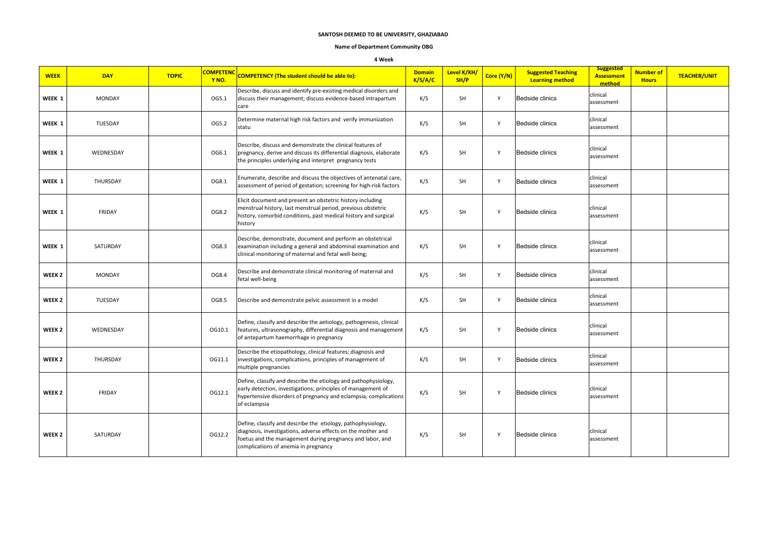**SANTOSH DEEMED TO BE UNIVERSITY, GHAZIABAD**

**Name of Department Community OBG**

**4 Week**

| WEEK | DAY | TOPIC | COMPETENCY NO. | COMPETENCY (The student should be able to): | Domain K/S/A/C | Level K/KH/SH/P | Core (Y/N) | Suggested Teaching Learning method | Suggested Assessment method | Number of Hours | TEACHER/UNIT |
|---|---|---|---|---|---|---|---|---|---|---|---|
| WEEK 1 | MONDAY | | OG5.1 | Describe, discuss and identify pre-existing medical disorders and discuss their management; discuss evidence-based intrapartum care | K/S | SH | Y | Bedside clinics | clinical assessment | | |
| WEEK 1 | TUESDAY | | OG5.2 | Determine maternal high risk factors and verify immunization statu | K/S | SH | Y | Bedside clinics | clinical assessment | | |
| WEEK 1 | WEDNESDAY | | OG6.1 | Describe, discuss and demonstrate the clinical features of pregnancy, derive and discuss its differential diagnosis, elaborate the principles underlying and interpret pregnancy tests | K/S | SH | Y | Bedside clinics | clinical assessment | | |
| WEEK 1 | THURSDAY | | OG8.1 | Enumerate, describe and discuss the objectives of antenatal care, assessment of period of gestation; screening for high-risk factors | K/S | SH | Y | Bedside clinics | clinical assessment | | |
| WEEK 1 | FRIDAY | | OG8.2 | Elicit document and present an obstetric history including menstrual history, last menstrual period, previous obstetric history, comorbid conditions, past medical history and surgical history | K/S | SH | Y | Bedside clinics | clinical assessment | | |
| WEEK 1 | SATURDAY | | OG8.3 | Describe, demonstrate, document and perform an obstetrical examination including a general and abdominal examination and clinical monitoring of maternal and fetal well-being; | K/S | SH | Y | Bedside clinics | clinical assessment | | |
| WEEK 2 | MONDAY | | OG8.4 | Describe and demonstrate clinical monitoring of maternal and fetal well-being | K/S | SH | Y | Bedside clinics | clinical assessment | | |
| WEEK 2 | TUESDAY | | OG8.5 | Describe and demonstrate pelvic assessment in a model | K/S | SH | Y | Bedside clinics | clinical assessment | | |
| WEEK 2 | WEDNESDAY | | OG10.1 | Define, classify and describe the aetiology, pathogenesis, clinical features, ultrasonography, differential diagnosis and management of antepartum haemorrhage in pregnancy | K/S | SH | Y | Bedside clinics | clinical assessment | | |
| WEEK 2 | THURSDAY | | OG11.1 | Describe the etiopathology, clinical features; diagnosis and investigations, complications, principles of management of multiple pregnancies | K/S | SH | Y | Bedside clinics | clinical assessment | | |
| WEEK 2 | FRIDAY | | OG12.1 | Define, classify and describe the etiology and pathophysiology, early detection, investigations; principles of management of hypertensive disorders of pregnancy and eclampsia, complications of eclampsia | K/S | SH | Y | Bedside clinics | clinical assessment | | |
| WEEK 2 | SATURDAY | | OG12.2 | Define, classify and describe the etiology, pathophysiology, diagnosis, investigations, adverse effects on the mother and foetus and the management during pregnancy and labor, and complications of anemia in pregnancy | K/S | SH | Y | Bedside clinics | clinical assessment | | |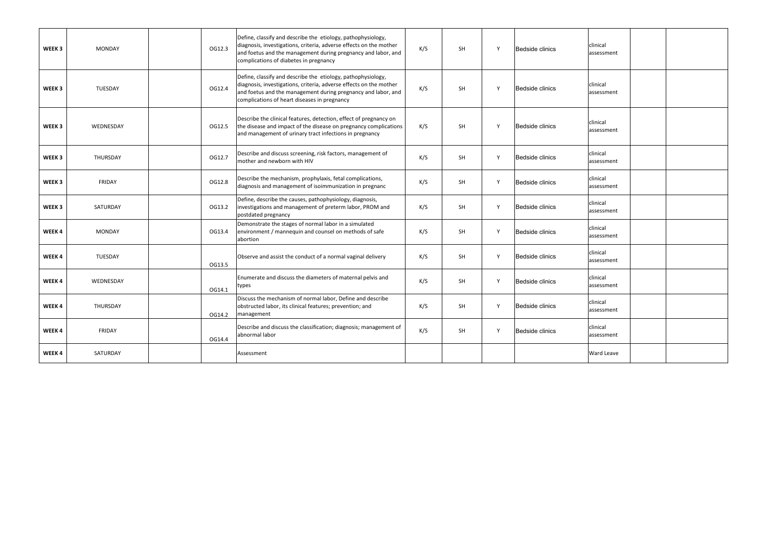|  |  |  |  |  |  |  |  |  |  |  |  |
|---|---|---|---|---|---|---|---|---|---|---|---|
| **WEEK 3** | MONDAY |  | OG12.3 | Define, classify and describe the etiology, pathophysiology, diagnosis, investigations, criteria, adverse effects on the mother and foetus and the management during pregnancy and labor, and complications of diabetes in pregnancy | K/S | SH | Y | Bedside clinics | clinical assessment |  |  |
| **WEEK 3** | TUESDAY |  | OG12.4 | Define, classify and describe the etiology, pathophysiology, diagnosis, investigations, criteria, adverse effects on the mother and foetus and the management during pregnancy and labor, and complications of heart diseases in pregnancy | K/S | SH | Y | Bedside clinics | clinical assessment |  |  |
| **WEEK 3** | WEDNESDAY |  | OG12.5 | Describe the clinical features, detection, effect of pregnancy on the disease and impact of the disease on pregnancy complications and management of urinary tract infections in pregnancy | K/S | SH | Y | Bedside clinics | clinical assessment |  |  |
| **WEEK 3** | THURSDAY |  | OG12.7 | Describe and discuss screening, risk factors, management of mother and newborn with HIV | K/S | SH | Y | Bedside clinics | clinical assessment |  |  |
| **WEEK 3** | FRIDAY |  | OG12.8 | Describe the mechanism, prophylaxis, fetal complications, diagnosis and management of isoimmunization in pregnanc | K/S | SH | Y | Bedside clinics | clinical assessment |  |  |
| **WEEK 3** | SATURDAY |  | OG13.2 | Define, describe the causes, pathophysiology, diagnosis, investigations and management of preterm labor, PROM and postdated pregnancy | K/S | SH | Y | Bedside clinics | clinical assessment |  |  |
| **WEEK 4** | MONDAY |  | OG13.4 | Demonstrate the stages of normal labor in a simulated environment / mannequin and counsel on methods of safe abortion | K/S | SH | Y | Bedside clinics | clinical assessment |  |  |
| **WEEK 4** | TUESDAY |  | OG13.5 | Observe and assist the conduct of a normal vaginal delivery | K/S | SH | Y | Bedside clinics | clinical assessment |  |  |
| **WEEK 4** | WEDNESDAY |  | OG14.1 | Enumerate and discuss the diameters of maternal pelvis and types | K/S | SH | Y | Bedside clinics | clinical assessment |  |  |
| **WEEK 4** | THURSDAY |  | OG14.2 | Discuss the mechanism of normal labor, Define and describe obstructed labor, its clinical features; prevention; and management | K/S | SH | Y | Bedside clinics | clinical assessment |  |  |
| **WEEK 4** | FRIDAY |  | OG14.4 | Describe and discuss the classification; diagnosis; management of abnormal labor | K/S | SH | Y | Bedside clinics | clinical assessment |  |  |
| **WEEK 4** | SATURDAY |  |  | Assessment |  |  |  |  | Ward Leave |  |  |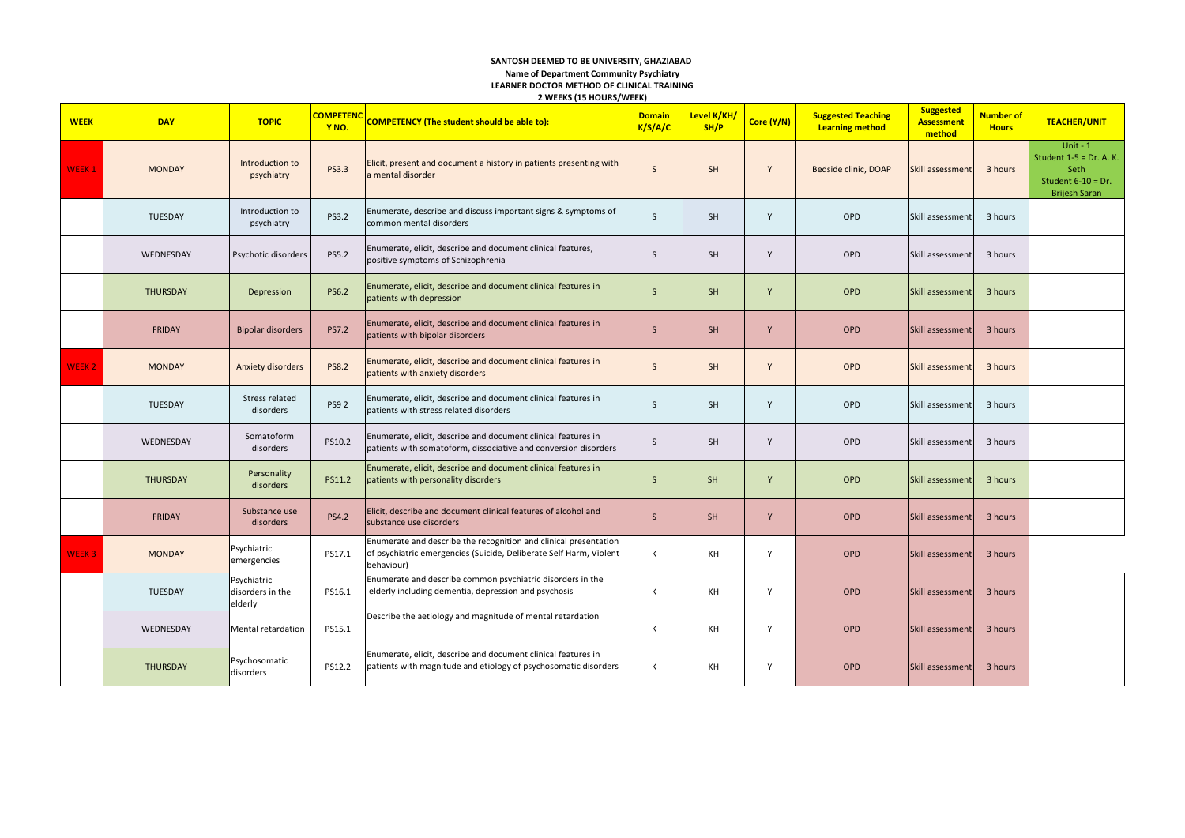**SANTOSH DEEMED TO BE UNIVERSITY, GHAZIABAD**

**Name of Department Community Psychiatry**

**LEARNER DOCTOR METHOD OF CLINICAL TRAINING**

**2 WEEKS (15 HOURS/WEEK)**

| WEEK | DAY | TOPIC | COMPETENCY NO. | COMPETENCY (The student should be able to): | Domain K/S/A/C | Level K/KH/SH/P | Core (Y/N) | Suggested Teaching Learning method | Suggested Assessment method | Number of Hours | TEACHER/UNIT |
|---|---|---|---|---|---|---|---|---|---|---|---|
| WEEK 1 | MONDAY | Introduction to psychiatry | PS3.3 | Elicit, present and document a history in patients presenting with a mental disorder | S | SH | Y | Bedside clinic, DOAP | Skill assessment | 3 hours | Unit - 1 Student 1-5 = Dr. A. K. Seth Student 6-10 = Dr. Brijesh Saran |
| | TUESDAY | Introduction to psychiatry | PS3.2 | Enumerate, describe and discuss important signs & symptoms of common mental disorders | S | SH | Y | OPD | Skill assessment | 3 hours | |
| | WEDNESDAY | Psychotic disorders | PS5.2 | Enumerate, elicit, describe and document clinical features, positive symptoms of Schizophrenia | S | SH | Y | OPD | Skill assessment | 3 hours | |
| | THURSDAY | Depression | PS6.2 | Enumerate, elicit, describe and document clinical features in patients with depression | S | SH | Y | OPD | Skill assessment | 3 hours | |
| | FRIDAY | Bipolar disorders | PS7.2 | Enumerate, elicit, describe and document clinical features in patients with bipolar disorders | S | SH | Y | OPD | Skill assessment | 3 hours | |
| WEEK 2 | MONDAY | Anxiety disorders | PS8.2 | Enumerate, elicit, describe and document clinical features in patients with anxiety disorders | S | SH | Y | OPD | Skill assessment | 3 hours | |
| | TUESDAY | Stress related disorders | PS9 2 | Enumerate, elicit, describe and document clinical features in patients with stress related disorders | S | SH | Y | OPD | Skill assessment | 3 hours | |
| | WEDNESDAY | Somatoform disorders | PS10.2 | Enumerate, elicit, describe and document clinical features in patients with somatoform, dissociative and conversion disorders | S | SH | Y | OPD | Skill assessment | 3 hours | |
| | THURSDAY | Personality disorders | PS11.2 | Enumerate, elicit, describe and document clinical features in patients with personality disorders | S | SH | Y | OPD | Skill assessment | 3 hours | |
| | FRIDAY | Substance use disorders | PS4.2 | Elicit, describe and document clinical features of alcohol and substance use disorders | S | SH | Y | OPD | Skill assessment | 3 hours | |
| WEEK 3 | MONDAY | Psychiatric emergencies | PS17.1 | Enumerate and describe the recognition and clinical presentation of psychiatric emergencies (Suicide, Deliberate Self Harm, Violent behaviour) | K | KH | Y | OPD | Skill assessment | 3 hours | |
| | TUESDAY | Psychiatric disorders in the elderly | PS16.1 | Enumerate and describe common psychiatric disorders in the elderly including dementia, depression and psychosis | K | KH | Y | OPD | Skill assessment | 3 hours | |
| | WEDNESDAY | Mental retardation | PS15.1 | Describe the aetiology and magnitude of mental retardation | K | KH | Y | OPD | Skill assessment | 3 hours | |
| | THURSDAY | Psychosomatic disorders | PS12.2 | Enumerate, elicit, describe and document clinical features in patients with magnitude and etiology of psychosomatic disorders | K | KH | Y | OPD | Skill assessment | 3 hours | |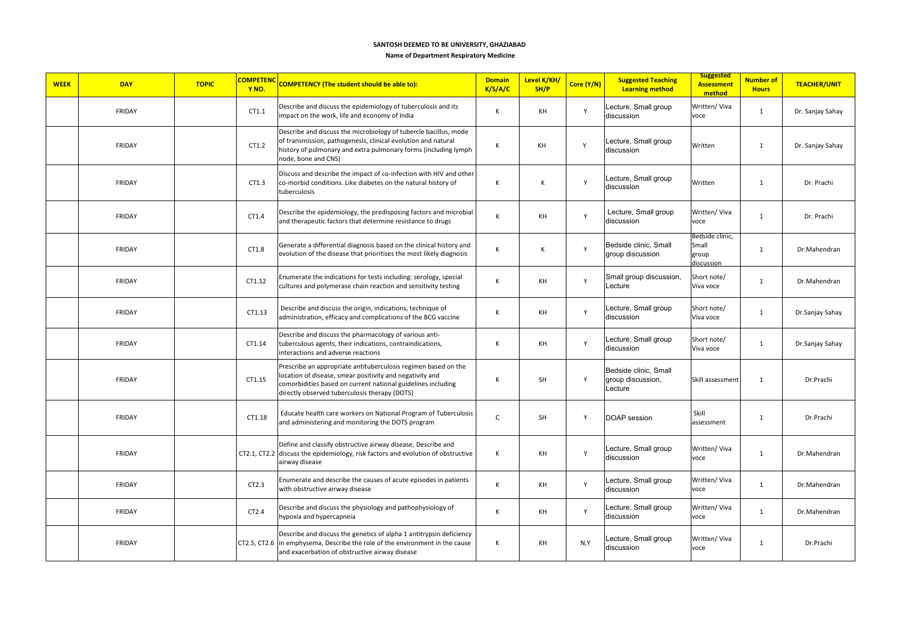**SANTOSH DEEMED TO BE UNIVERSITY, GHAZIABAD**

**Name of Department Respiratory Medicine**

| WEEK | DAY | TOPIC | COMPETENCY NO. | COMPETENCY (The student should be able to): | Domain K/S/A/C | Level K/KH/ SH/P | Core (Y/N) | Suggested Teaching Learning method | Suggested Assessment method | Number of Hours | TEACHER/UNIT |
|---|---|---|---|---|---|---|---|---|---|---|---|
| | FRIDAY | | CT1.1 | Describe and discuss the epidemiology of tuberculosis and its impact on the work, life and economy of India | K | KH | Y | Lecture, Small group discussion | Written/ Viva voce | 1 | Dr. Sanjay Sahay |
| | FRIDAY | | CT1.2 | Describe and discuss the microbiology of tubercle bacillus, mode of transmission, pathogenesis, clinical evolution and natural history of pulmonary and extra pulmonary forms (including lymph node, bone and CNS) | K | KH | Y | Lecture, Small group discussion | Written | 1 | Dr. Sanjay Sahay |
| | FRIDAY | | CT1.3 | Discuss and describe the impact of co-infection with HIV and other co-morbid conditions. Like diabetes on the natural history of tuberculosis | K | K | Y | Lecture, Small group discussion | Written | 1 | Dr. Prachi |
| | FRIDAY | | CT1.4 | Describe the epidemiology, the predisposing factors and microbial and therapeutic factors that determine resistance to drugs | K | KH | Y | Lecture, Small group discussion | Written/ Viva voce | 1 | Dr. Prachi |
| | FRIDAY | | CT1.8 | Generate a differential diagnosis based on the clinical history and evolution of the disease that prioritises the most likely diagnosis | K | K | Y | Bedside clinic, Small group discussion | Bedside clinic, Small group discussion | 1 | Dr.Mahendran |
| | FRIDAY | | CT1.12 | Enumerate the indications for tests including: serology, special cultures and polymerase chain reaction and sensitivity testing | K | KH | Y | Small group discussion, Lecture | Short note/ Viva voce | 1 | Dr.Mahendran |
| | FRIDAY | | CT1.13 | Describe and discuss the origin, indications, technique of administration, efficacy and complications of the BCG vaccine | K | KH | Y | Lecture, Small group discussion | Short note/ Viva voce | 1 | Dr.Sanjay Sahay |
| | FRIDAY | | CT1.14 | Describe and discuss the pharmacology of various anti-tuberculous agents, their indications, contraindications, interactions and adverse reactions | K | KH | Y | Lecture, Small group discussion | Short note/ Viva voce | 1 | Dr.Sanjay Sahay |
| | FRIDAY | | CT1.15 | Prescribe an appropriate antituberculosis regimen based on the location of disease, smear positivity and negativity and comorbidities based on current national guidelines including directly observed tuberculosis therapy (DOTS) | K | SH | Y | Bedside clinic, Small group discussion, Lecture | Skill assessment | 1 | Dr.Prachi |
| | FRIDAY | | CT1.18 | Educate health care workers on National Program of Tuberculosis and administering and monitoring the DOTS program | C | SH | Y | DOAP session | Skill assessment | 1 | Dr.Prachi |
| | FRIDAY | | CT2.1, CT2.2 | Define and classify obstructive airway disease, Describe and discuss the epidemiology, risk factors and evolution of obstructive airway disease | K | KH | Y | Lecture, Small group discussion | Written/ Viva voce | 1 | Dr.Mahendran |
| | FRIDAY | | CT2.3 | Enumerate and describe the causes of acute episodes in patients with obstructive airway disease | K | KH | Y | Lecture, Small group discussion | Written/ Viva voce | 1 | Dr.Mahendran |
| | FRIDAY | | CT2.4 | Describe and discuss the physiology and pathophysiology of hypoxia and hypercapneia | K | KH | Y | Lecture, Small group discussion | Written/ Viva voce | 1 | Dr.Mahendran |
| | FRIDAY | | CT2.5, CT2.6 | Describe and discuss the genetics of alpha 1 antitrypsin deficiency in emphysema, Describe the role of the environment in the cause and exacerbation of obstructive airway disease | K | KH | N,Y | Lecture, Small group discussion | Written/ Viva voce | 1 | Dr.Prachi |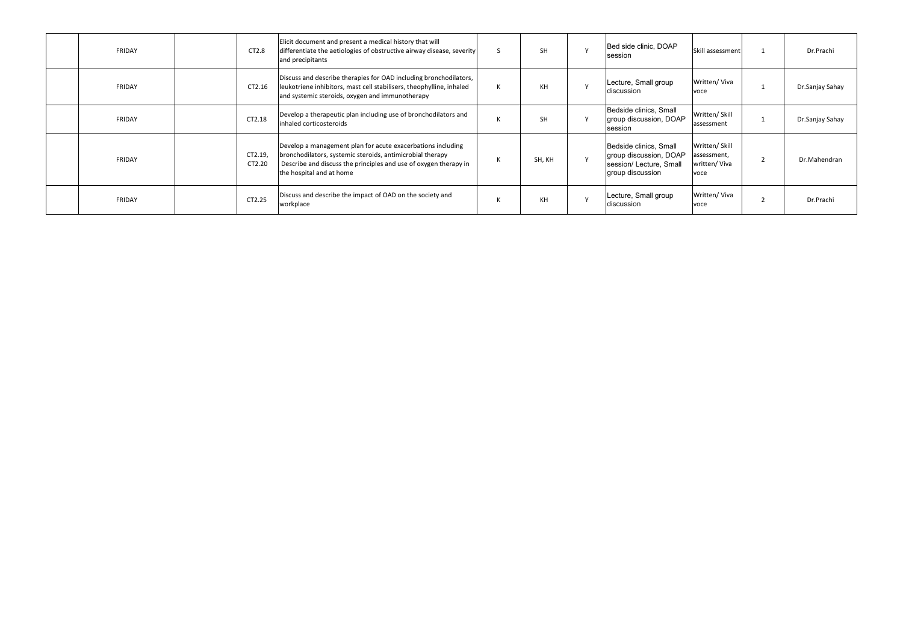| | | | | | | | | | | | |
|---|---|---|---|---|---|---|---|---|---|---|---|
| | FRIDAY | | CT2.8 | Elicit document and present a medical history that will differentiate the aetiologies of obstructive airway disease, severity and precipitants | S | SH | Y | Bed side clinic, DOAP session | Skill assessment | 1 | Dr.Prachi |
| | FRIDAY | | CT2.16 | Discuss and describe therapies for OAD including bronchodilators, leukotriene inhibitors, mast cell stabilisers, theophylline, inhaled and systemic steroids, oxygen and immunotherapy | K | KH | Y | Lecture, Small group discussion | Written/ Viva voce | 1 | Dr.Sanjay Sahay |
| | FRIDAY | | CT2.18 | Develop a therapeutic plan including use of bronchodilators and inhaled corticosteroids | K | SH | Y | Bedside clinics, Small group discussion, DOAP session | Written/ Skill assessment | 1 | Dr.Sanjay Sahay |
| | FRIDAY | | CT2.19, CT2.20 | Develop a management plan for acute exacerbations including bronchodilators, systemic steroids, antimicrobial therapy Describe and discuss the principles and use of oxygen therapy in the hospital and at home | K | SH, KH | Y | Bedside clinics, Small group discussion, DOAP session/ Lecture, Small group discussion | Written/ Skill assessment, written/ Viva voce | 2 | Dr.Mahendran |
| | FRIDAY | | CT2.25 | Discuss and describe the impact of OAD on the society and workplace | K | KH | Y | Lecture, Small group discussion | Written/ Viva voce | 2 | Dr.Prachi |